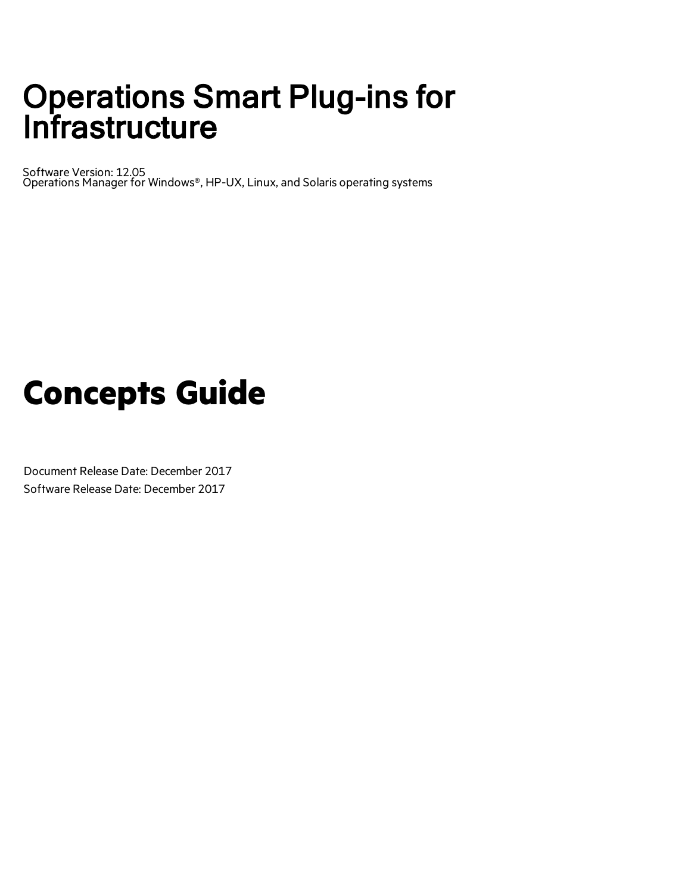# Operations Smart Plug-ins for Infrastructure

Software Version: 12.05
Operations Manager for Windows®, HP-UX, Linux, and Solaris operating systems

# Concepts Guide

Document Release Date: December 2017
Software Release Date: December 2017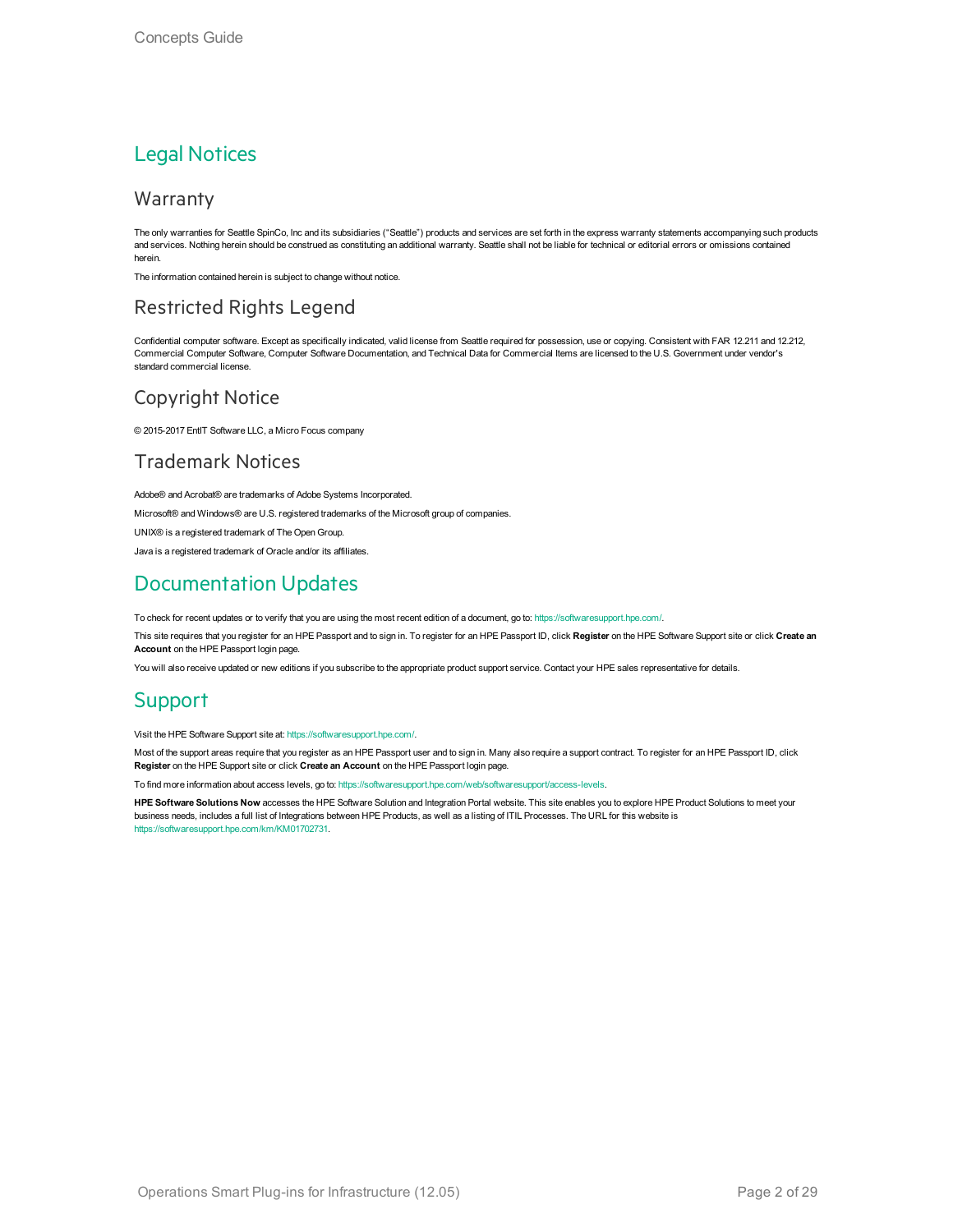# Legal Notices

## Warranty

The only warranties for Seattle SpinCo, Inc and its subsidiaries (“Seattle”) products and services are set forth in the express warranty statements accompanying such products and services. Nothing herein should be construed as constituting an additional warranty. Seattle shall not be liable for technical or editorial errors or omissions contained herein.

The information contained herein is subject to change without notice.

## Restricted Rights Legend

Confidential computer software. Except as specifically indicated, valid license from Seattle required for possession, use or copying. Consistent with FAR 12.211 and 12.212, Commercial Computer Software, Computer Software Documentation, and Technical Data for Commercial Items are licensed to the U.S. Government under vendor's standard commercial license.

## Copyright Notice

© 2015-2017 EntIT Software LLC, a Micro Focus company

## Trademark Notices

Adobe® and Acrobat® are trademarks of Adobe Systems Incorporated.

Microsoft® and Windows® are U.S. registered trademarks of the Microsoft group of companies.

UNIX® is a registered trademark of The Open Group.

Java is a registered trademark of Oracle and/or its affiliates.

# Documentation Updates

To check for recent updates or to verify that you are using the most recent edition of a document, go to: https://softwaresupport.hpe.com/.

This site requires that you register for an HPE Passport and to sign in. To register for an HPE Passport ID, click **Register** on the HPE Software Support site or click **Create an Account** on the HPE Passport login page.

You will also receive updated or new editions if you subscribe to the appropriate product support service. Contact your HPE sales representative for details.

# Support

Visit the HPE Software Support site at: https://softwaresupport.hpe.com/.

Most of the support areas require that you register as an HPE Passport user and to sign in. Many also require a support contract. To register for an HPE Passport ID, click **Register** on the HPE Support site or click **Create an Account** on the HPE Passport login page.

To find more information about access levels, go to: https://softwaresupport.hpe.com/web/softwaresupport/access-levels.

**HPE Software Solutions Now** accesses the HPE Software Solution and Integration Portal website. This site enables you to explore HPE Product Solutions to meet your business needs, includes a full list of Integrations between HPE Products, as well as a listing of ITIL Processes. The URL for this website is https://softwaresupport.hpe.com/km/KM01702731.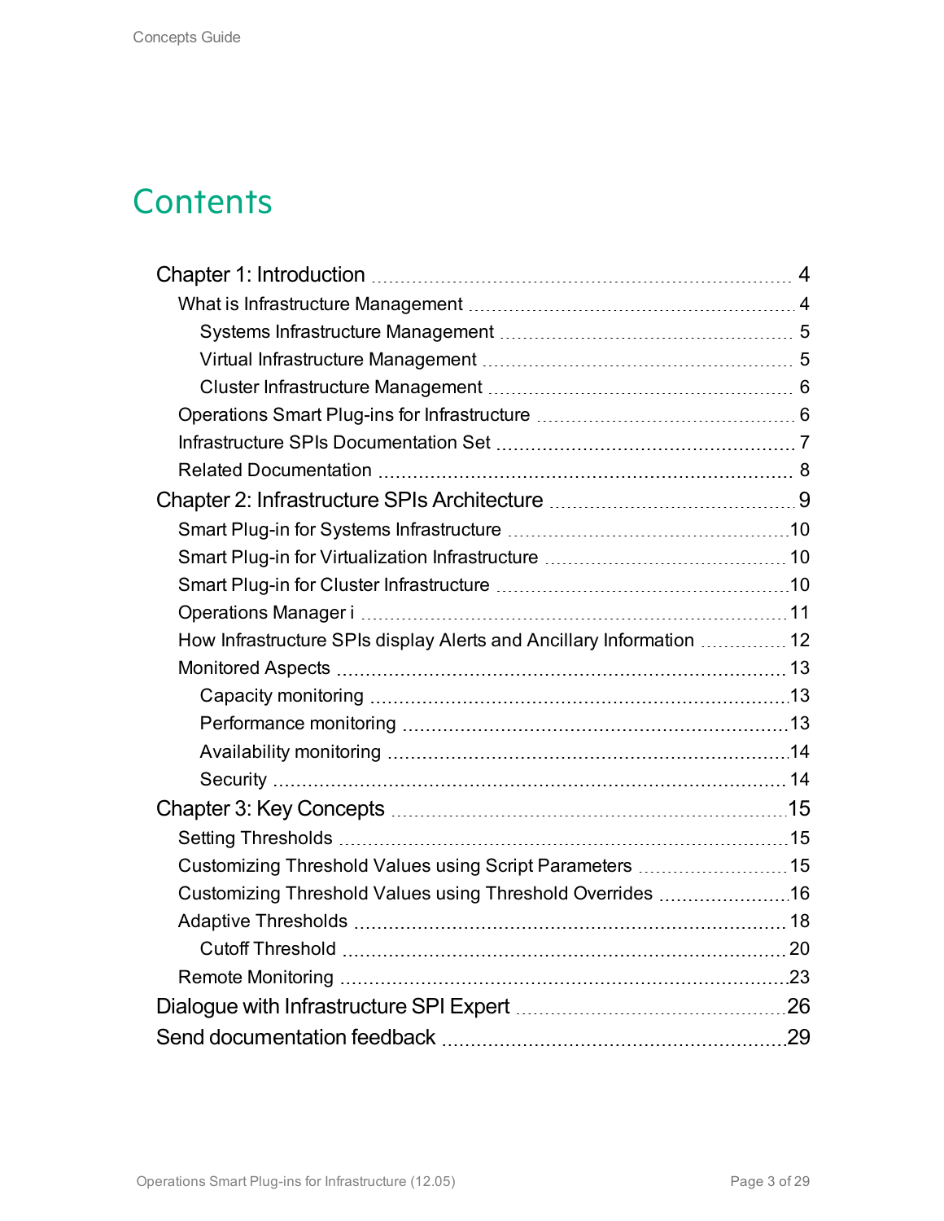# Contents

- Chapter 1: Introduction ... 4
  - What is Infrastructure Management ... 4
    - Systems Infrastructure Management ... 5
    - Virtual Infrastructure Management ... 5
    - Cluster Infrastructure Management ... 6
  - Operations Smart Plug-ins for Infrastructure ... 6
  - Infrastructure SPIs Documentation Set ... 7
  - Related Documentation ... 8
- Chapter 2: Infrastructure SPIs Architecture ... 9
  - Smart Plug-in for Systems Infrastructure ... 10
  - Smart Plug-in for Virtualization Infrastructure ... 10
  - Smart Plug-in for Cluster Infrastructure ... 10
  - Operations Manager i ... 11
  - How Infrastructure SPIs display Alerts and Ancillary Information ... 12
  - Monitored Aspects ... 13
    - Capacity monitoring ... 13
    - Performance monitoring ... 13
    - Availability monitoring ... 14
    - Security ... 14
- Chapter 3: Key Concepts ... 15
  - Setting Thresholds ... 15
  - Customizing Threshold Values using Script Parameters ... 15
  - Customizing Threshold Values using Threshold Overrides ... 16
  - Adaptive Thresholds ... 18
    - Cutoff Threshold ... 20
  - Remote Monitoring ... 23
- Dialogue with Infrastructure SPI Expert ... 26
- Send documentation feedback ... 29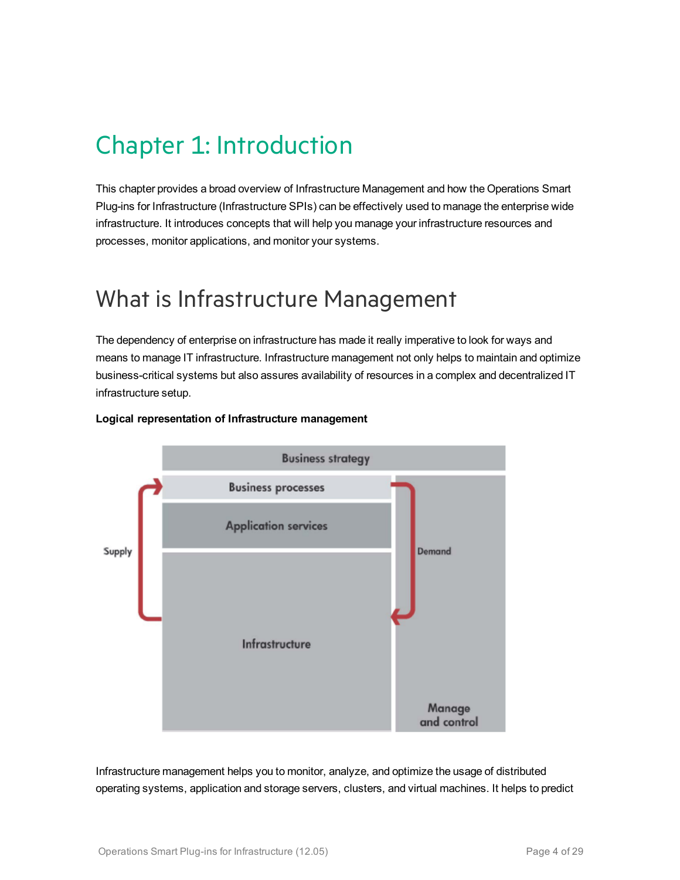# Chapter 1: Introduction

This chapter provides a broad overview of Infrastructure Management and how the Operations Smart Plug-ins for Infrastructure (Infrastructure SPIs) can be effectively used to manage the enterprise wide infrastructure. It introduces concepts that will help you manage your infrastructure resources and processes, monitor applications, and monitor your systems.

## What is Infrastructure Management

The dependency of enterprise on infrastructure has made it really imperative to look for ways and means to manage IT infrastructure. Infrastructure management not only helps to maintain and optimize business-critical systems but also assures availability of resources in a complex and decentralized IT infrastructure setup.

**Logical representation of Infrastructure management**

Business strategy

Business processes

Application services

Infrastructure

Supply

Demand

Manage and control

Infrastructure management helps you to monitor, analyze, and optimize the usage of distributed operating systems, application and storage servers, clusters, and virtual machines. It helps to predict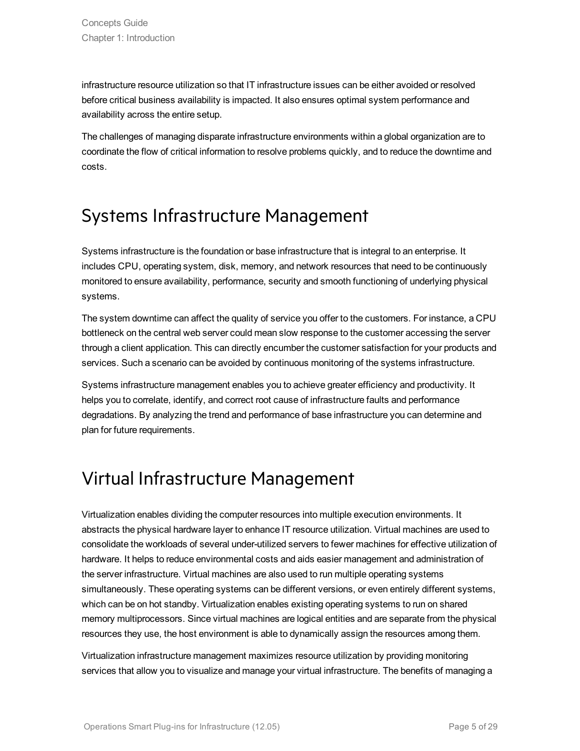infrastructure resource utilization so that IT infrastructure issues can be either avoided or resolved before critical business availability is impacted. It also ensures optimal system performance and availability across the entire setup.

The challenges of managing disparate infrastructure environments within a global organization are to coordinate the flow of critical information to resolve problems quickly, and to reduce the downtime and costs.

# Systems Infrastructure Management

Systems infrastructure is the foundation or base infrastructure that is integral to an enterprise. It includes CPU, operating system, disk, memory, and network resources that need to be continuously monitored to ensure availability, performance, security and smooth functioning of underlying physical systems.

The system downtime can affect the quality of service you offer to the customers. For instance, a CPU bottleneck on the central web server could mean slow response to the customer accessing the server through a client application. This can directly encumber the customer satisfaction for your products and services. Such a scenario can be avoided by continuous monitoring of the systems infrastructure.

Systems infrastructure management enables you to achieve greater efficiency and productivity. It helps you to correlate, identify, and correct root cause of infrastructure faults and performance degradations. By analyzing the trend and performance of base infrastructure you can determine and plan for future requirements.

# Virtual Infrastructure Management

Virtualization enables dividing the computer resources into multiple execution environments. It abstracts the physical hardware layer to enhance IT resource utilization. Virtual machines are used to consolidate the workloads of several under-utilized servers to fewer machines for effective utilization of hardware. It helps to reduce environmental costs and aids easier management and administration of the server infrastructure. Virtual machines are also used to run multiple operating systems simultaneously. These operating systems can be different versions, or even entirely different systems, which can be on hot standby. Virtualization enables existing operating systems to run on shared memory multiprocessors. Since virtual machines are logical entities and are separate from the physical resources they use, the host environment is able to dynamically assign the resources among them.

Virtualization infrastructure management maximizes resource utilization by providing monitoring services that allow you to visualize and manage your virtual infrastructure. The benefits of managing a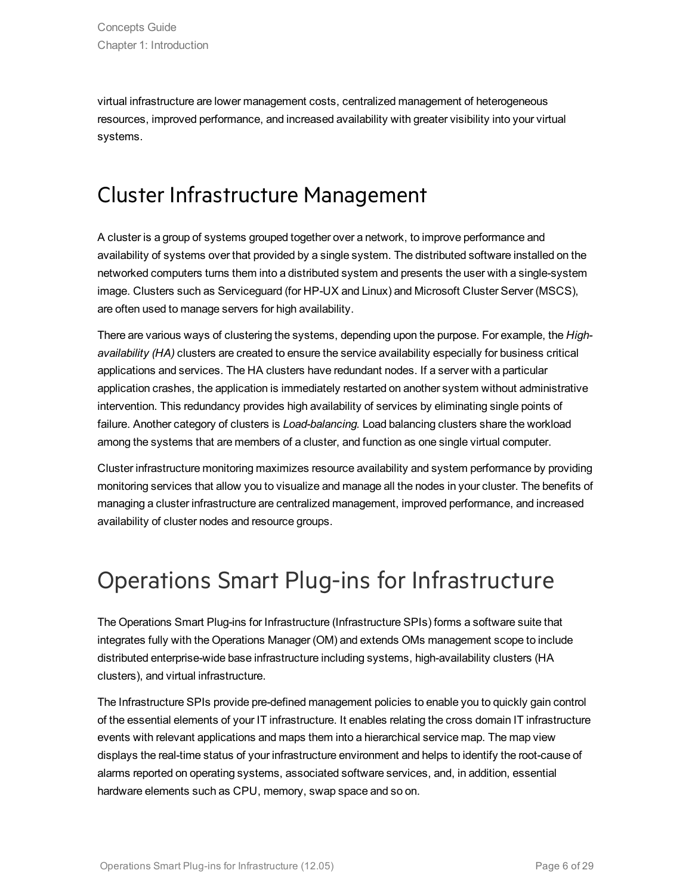virtual infrastructure are lower management costs, centralized management of heterogeneous resources, improved performance, and increased availability with greater visibility into your virtual systems.

## Cluster Infrastructure Management

A cluster is a group of systems grouped together over a network, to improve performance and availability of systems over that provided by a single system. The distributed software installed on the networked computers turns them into a distributed system and presents the user with a single-system image. Clusters such as Serviceguard (for HP-UX and Linux) and Microsoft Cluster Server (MSCS), are often used to manage servers for high availability.

There are various ways of clustering the systems, depending upon the purpose. For example, the *High-availability (HA)* clusters are created to ensure the service availability especially for business critical applications and services. The HA clusters have redundant nodes. If a server with a particular application crashes, the application is immediately restarted on another system without administrative intervention. This redundancy provides high availability of services by eliminating single points of failure. Another category of clusters is *Load-balancing*. Load balancing clusters share the workload among the systems that are members of a cluster, and function as one single virtual computer.

Cluster infrastructure monitoring maximizes resource availability and system performance by providing monitoring services that allow you to visualize and manage all the nodes in your cluster. The benefits of managing a cluster infrastructure are centralized management, improved performance, and increased availability of cluster nodes and resource groups.

## Operations Smart Plug-ins for Infrastructure

The Operations Smart Plug-ins for Infrastructure (Infrastructure SPIs) forms a software suite that integrates fully with the Operations Manager (OM) and extends OMs management scope to include distributed enterprise-wide base infrastructure including systems, high-availability clusters (HA clusters), and virtual infrastructure.

The Infrastructure SPIs provide pre-defined management policies to enable you to quickly gain control of the essential elements of your IT infrastructure. It enables relating the cross domain IT infrastructure events with relevant applications and maps them into a hierarchical service map. The map view displays the real-time status of your infrastructure environment and helps to identify the root-cause of alarms reported on operating systems, associated software services, and, in addition, essential hardware elements such as CPU, memory, swap space and so on.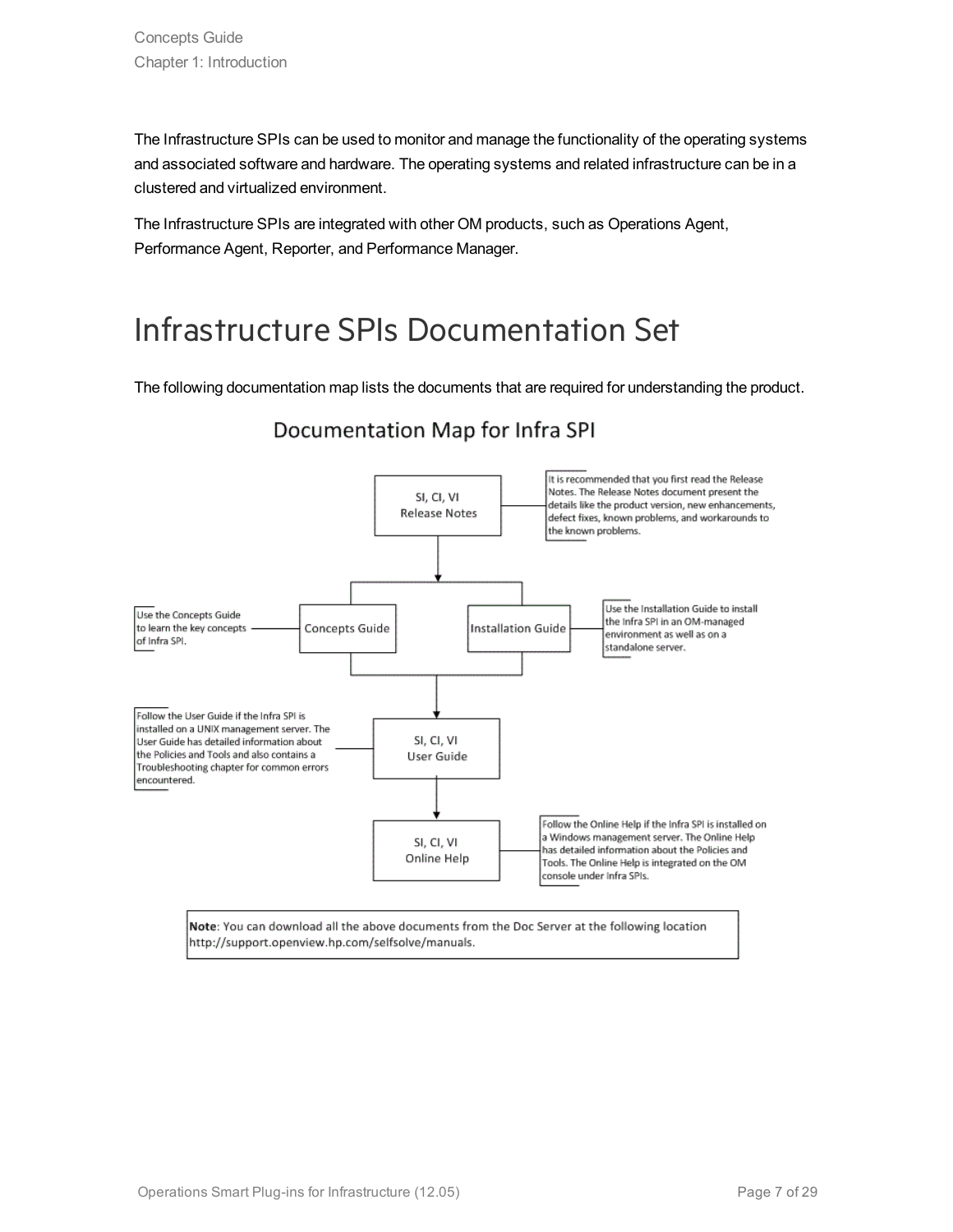The Infrastructure SPIs can be used to monitor and manage the functionality of the operating systems and associated software and hardware. The operating systems and related infrastructure can be in a clustered and virtualized environment.

The Infrastructure SPIs are integrated with other OM products, such as Operations Agent, Performance Agent, Reporter, and Performance Manager.

# Infrastructure SPIs Documentation Set

The following documentation map lists the documents that are required for understanding the product.

## Documentation Map for Infra SPI

**SI, CI, VI Release Notes**

It is recommended that you first read the Release Notes. The Release Notes document present the details like the product version, new enhancements, defect fixes, known problems, and workarounds to the known problems.

**Concepts Guide**

Use the Concepts Guide to learn the key concepts of Infra SPI.

**Installation Guide**

Use the Installation Guide to install the Infra SPI in an OM-managed environment as well as on a standalone server.

**SI, CI, VI User Guide**

Follow the User Guide if the Infra SPI is installed on a UNIX management server. The User Guide has detailed information about the Policies and Tools and also contains a Troubleshooting chapter for common errors encountered.

**SI, CI, VI Online Help**

Follow the Online Help if the Infra SPI is installed on a Windows management server. The Online Help has detailed information about the Policies and Tools. The Online Help is integrated on the OM console under Infra SPIs.

**Note**: You can download all the above documents from the Doc Server at the following location http://support.openview.hp.com/selfsolve/manuals.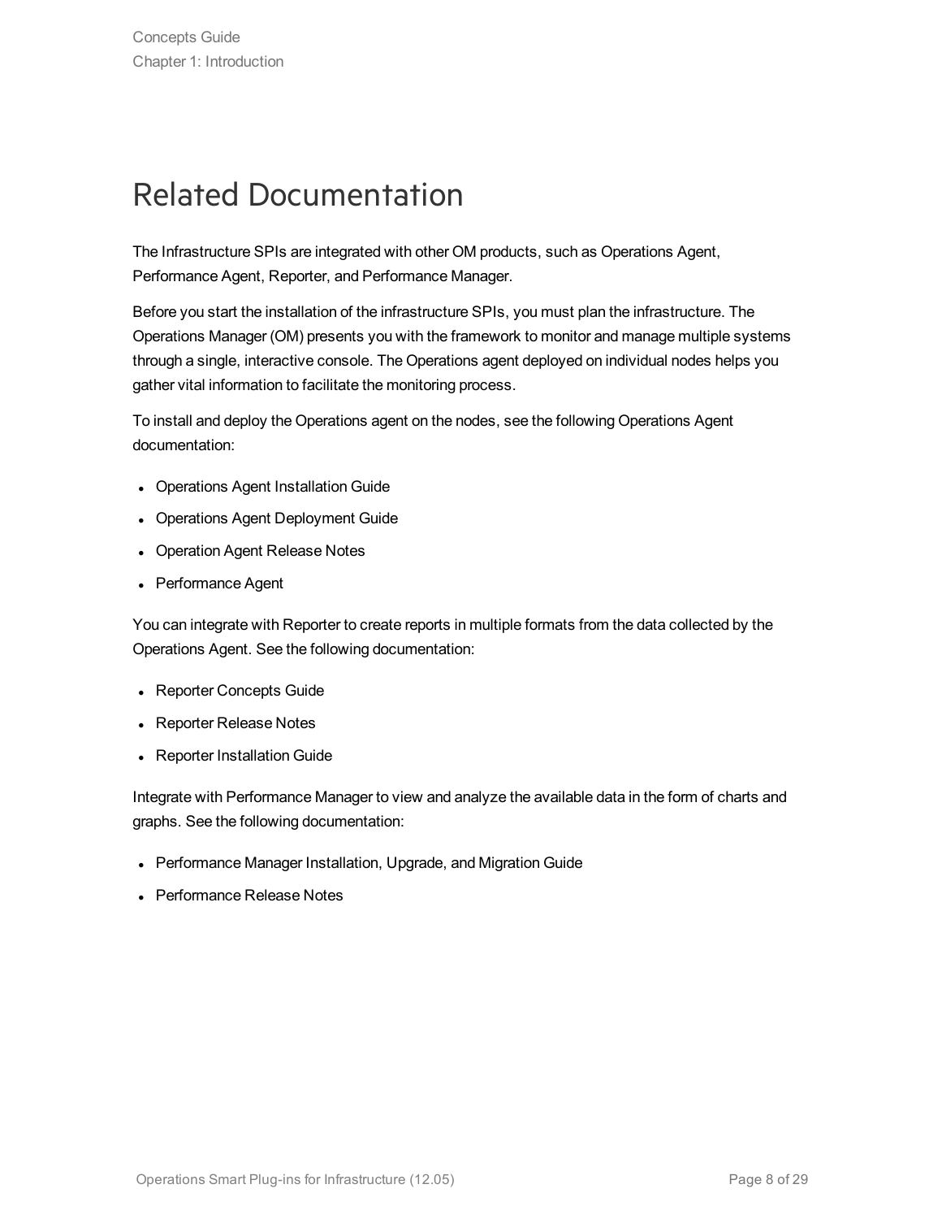# Related Documentation

The Infrastructure SPIs are integrated with other OM products, such as Operations Agent, Performance Agent, Reporter, and Performance Manager.

Before you start the installation of the infrastructure SPIs, you must plan the infrastructure. The Operations Manager (OM) presents you with the framework to monitor and manage multiple systems through a single, interactive console. The Operations agent deployed on individual nodes helps you gather vital information to facilitate the monitoring process.

To install and deploy the Operations agent on the nodes, see the following Operations Agent documentation:

- Operations Agent Installation Guide
- Operations Agent Deployment Guide
- Operation Agent Release Notes
- Performance Agent

You can integrate with Reporter to create reports in multiple formats from the data collected by the Operations Agent. See the following documentation:

- Reporter Concepts Guide
- Reporter Release Notes
- Reporter Installation Guide

Integrate with Performance Manager to view and analyze the available data in the form of charts and graphs. See the following documentation:

- Performance Manager Installation, Upgrade, and Migration Guide
- Performance Release Notes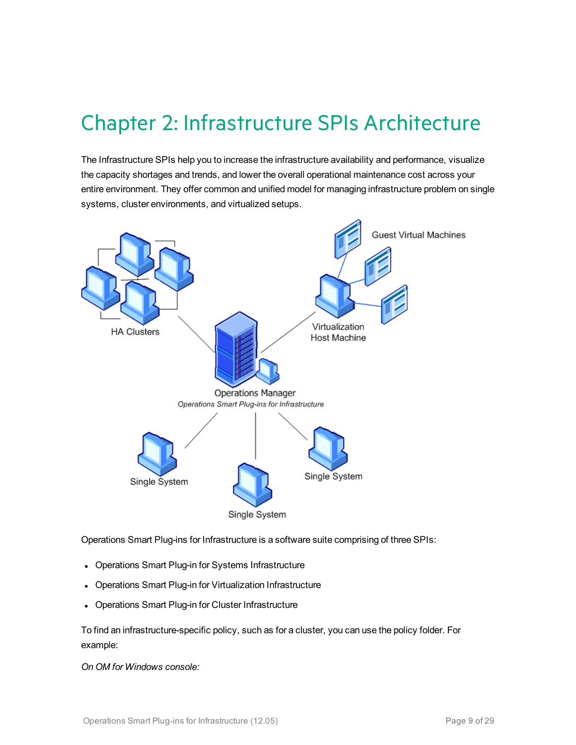# Chapter 2: Infrastructure SPIs Architecture

The Infrastructure SPIs help you to increase the infrastructure availability and performance, visualize the capacity shortages and trends, and lower the overall operational maintenance cost across your entire environment. They offer common and unified model for managing infrastructure problem on single systems, cluster environments, and virtualized setups.

Operations Smart Plug-ins for Infrastructure is a software suite comprising of three SPIs:

- Operations Smart Plug-in for Systems Infrastructure
- Operations Smart Plug-in for Virtualization Infrastructure
- Operations Smart Plug-in for Cluster Infrastructure

To find an infrastructure-specific policy, such as for a cluster, you can use the policy folder. For example:

*On OM for Windows console:*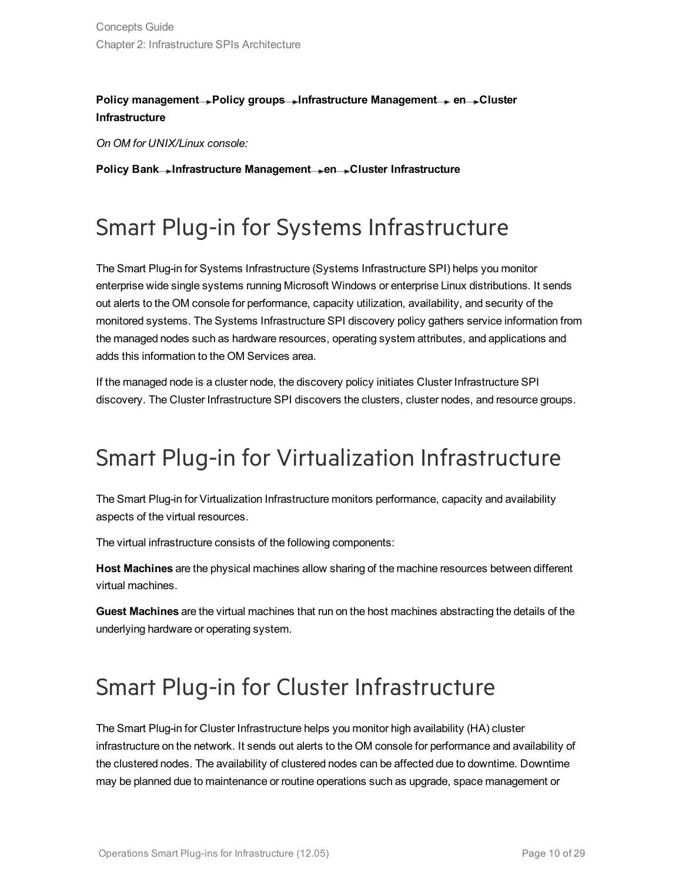**Policy management → Policy groups → Infrastructure Management → en → Cluster Infrastructure**

*On OM for UNIX/Linux console:*

**Policy Bank → Infrastructure Management → en → Cluster Infrastructure**

# Smart Plug-in for Systems Infrastructure

The Smart Plug-in for Systems Infrastructure (Systems Infrastructure SPI) helps you monitor enterprise wide single systems running Microsoft Windows or enterprise Linux distributions. It sends out alerts to the OM console for performance, capacity utilization, availability, and security of the monitored systems. The Systems Infrastructure SPI discovery policy gathers service information from the managed nodes such as hardware resources, operating system attributes, and applications and adds this information to the OM Services area.

If the managed node is a cluster node, the discovery policy initiates Cluster Infrastructure SPI discovery. The Cluster Infrastructure SPI discovers the clusters, cluster nodes, and resource groups.

# Smart Plug-in for Virtualization Infrastructure

The Smart Plug-in for Virtualization Infrastructure monitors performance, capacity and availability aspects of the virtual resources.

The virtual infrastructure consists of the following components:

**Host Machines** are the physical machines allow sharing of the machine resources between different virtual machines.

**Guest Machines** are the virtual machines that run on the host machines abstracting the details of the underlying hardware or operating system.

# Smart Plug-in for Cluster Infrastructure

The Smart Plug-in for Cluster Infrastructure helps you monitor high availability (HA) cluster infrastructure on the network. It sends out alerts to the OM console for performance and availability of the clustered nodes. The availability of clustered nodes can be affected due to downtime. Downtime may be planned due to maintenance or routine operations such as upgrade, space management or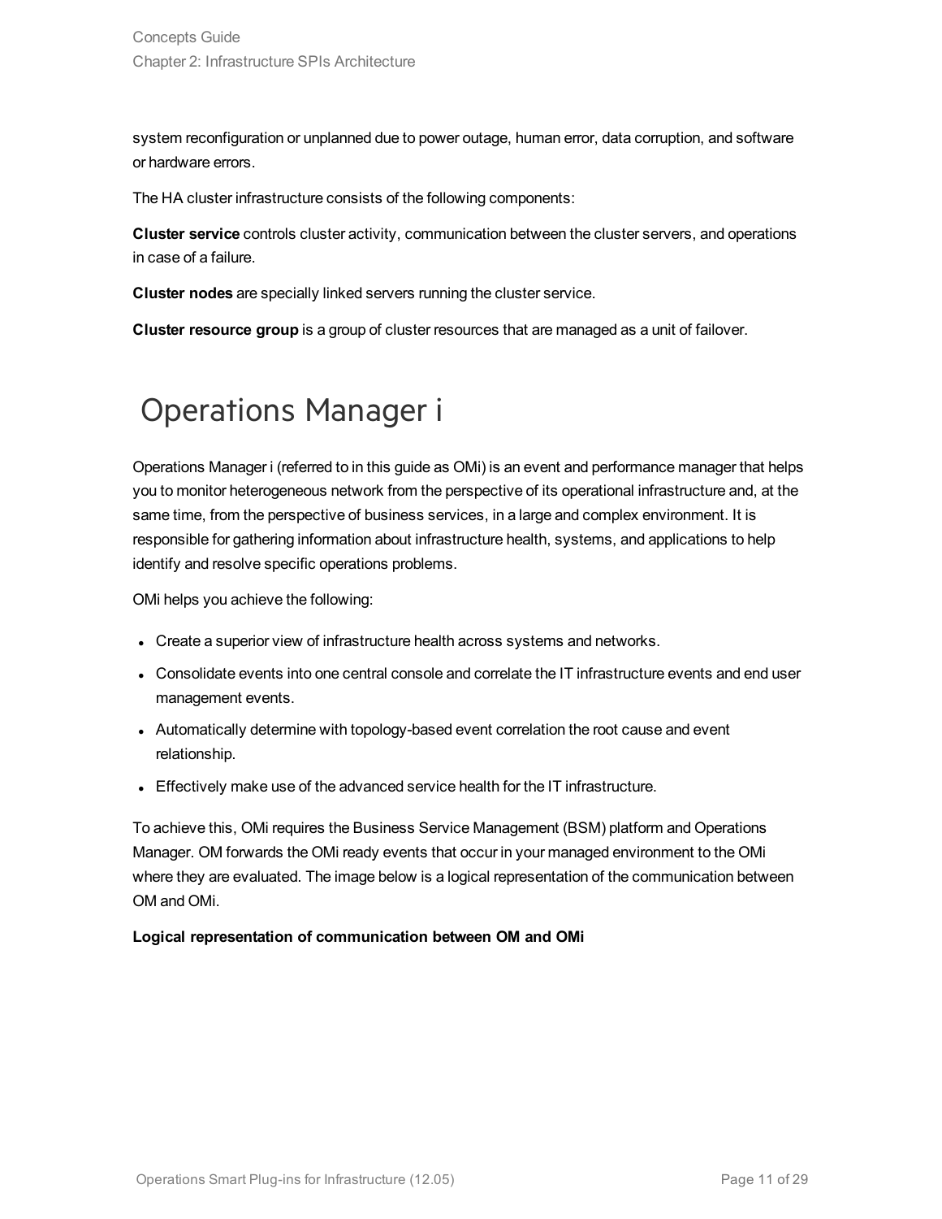system reconfiguration or unplanned due to power outage, human error, data corruption, and software or hardware errors.

The HA cluster infrastructure consists of the following components:

**Cluster service** controls cluster activity, communication between the cluster servers, and operations in case of a failure.

**Cluster nodes** are specially linked servers running the cluster service.

**Cluster resource group** is a group of cluster resources that are managed as a unit of failover.

# Operations Manager i

Operations Manager i (referred to in this guide as OMi) is an event and performance manager that helps you to monitor heterogeneous network from the perspective of its operational infrastructure and, at the same time, from the perspective of business services, in a large and complex environment. It is responsible for gathering information about infrastructure health, systems, and applications to help identify and resolve specific operations problems.

OMi helps you achieve the following:

- Create a superior view of infrastructure health across systems and networks.
- Consolidate events into one central console and correlate the IT infrastructure events and end user management events.
- Automatically determine with topology-based event correlation the root cause and event relationship.
- Effectively make use of the advanced service health for the IT infrastructure.

To achieve this, OMi requires the Business Service Management (BSM) platform and Operations Manager. OM forwards the OMi ready events that occur in your managed environment to the OMi where they are evaluated. The image below is a logical representation of the communication between OM and OMi.

**Logical representation of communication between OM and OMi**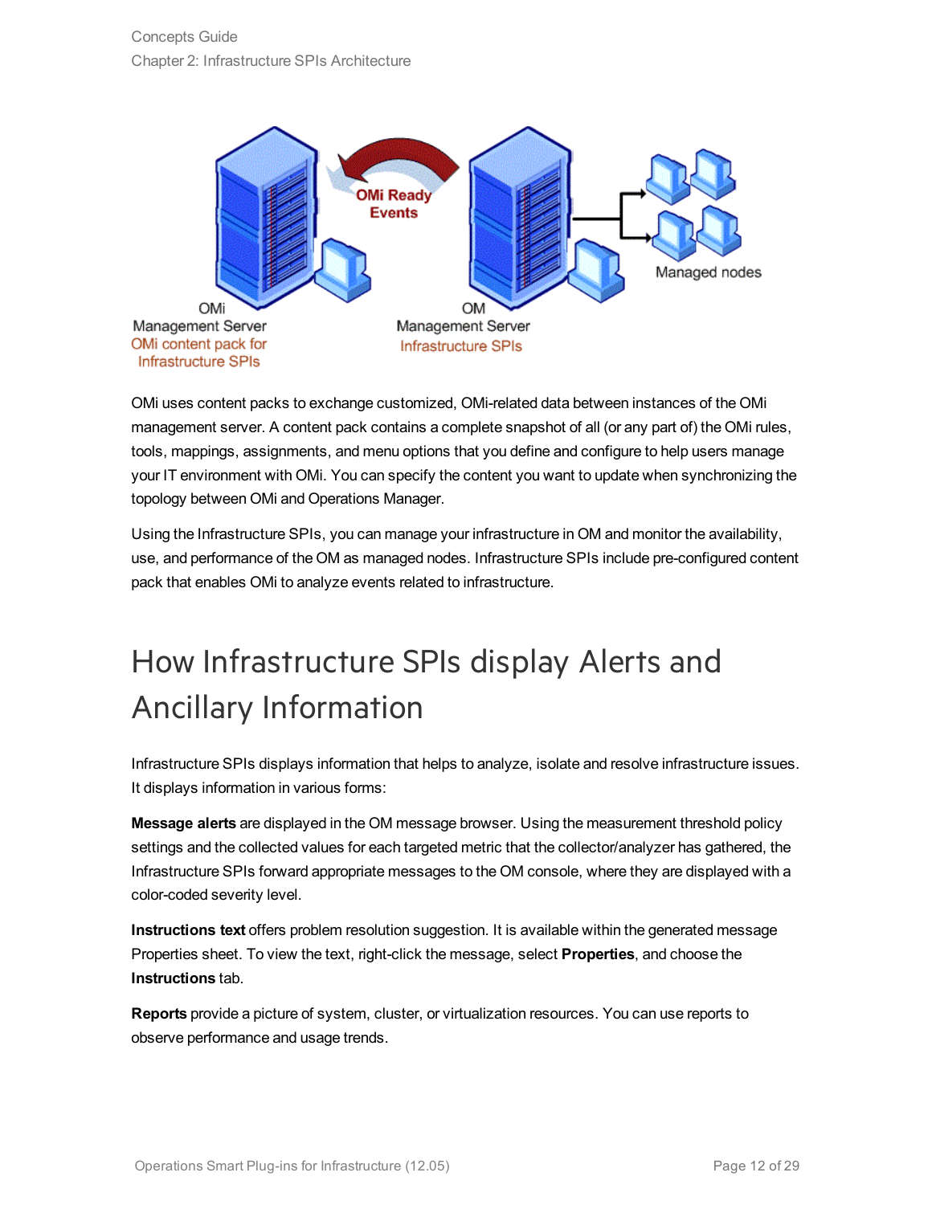OMi uses content packs to exchange customized, OMi-related data between instances of the OMi management server. A content pack contains a complete snapshot of all (or any part of) the OMi rules, tools, mappings, assignments, and menu options that you define and configure to help users manage your IT environment with OMi. You can specify the content you want to update when synchronizing the topology between OMi and Operations Manager.

Using the Infrastructure SPIs, you can manage your infrastructure in OM and monitor the availability, use, and performance of the OM as managed nodes. Infrastructure SPIs include pre-configured content pack that enables OMi to analyze events related to infrastructure.

# How Infrastructure SPIs display Alerts and Ancillary Information

Infrastructure SPIs displays information that helps to analyze, isolate and resolve infrastructure issues. It displays information in various forms:

**Message alerts** are displayed in the OM message browser. Using the measurement threshold policy settings and the collected values for each targeted metric that the collector/analyzer has gathered, the Infrastructure SPIs forward appropriate messages to the OM console, where they are displayed with a color-coded severity level.

**Instructions text** offers problem resolution suggestion. It is available within the generated message Properties sheet. To view the text, right-click the message, select **Properties**, and choose the **Instructions** tab.

**Reports** provide a picture of system, cluster, or virtualization resources. You can use reports to observe performance and usage trends.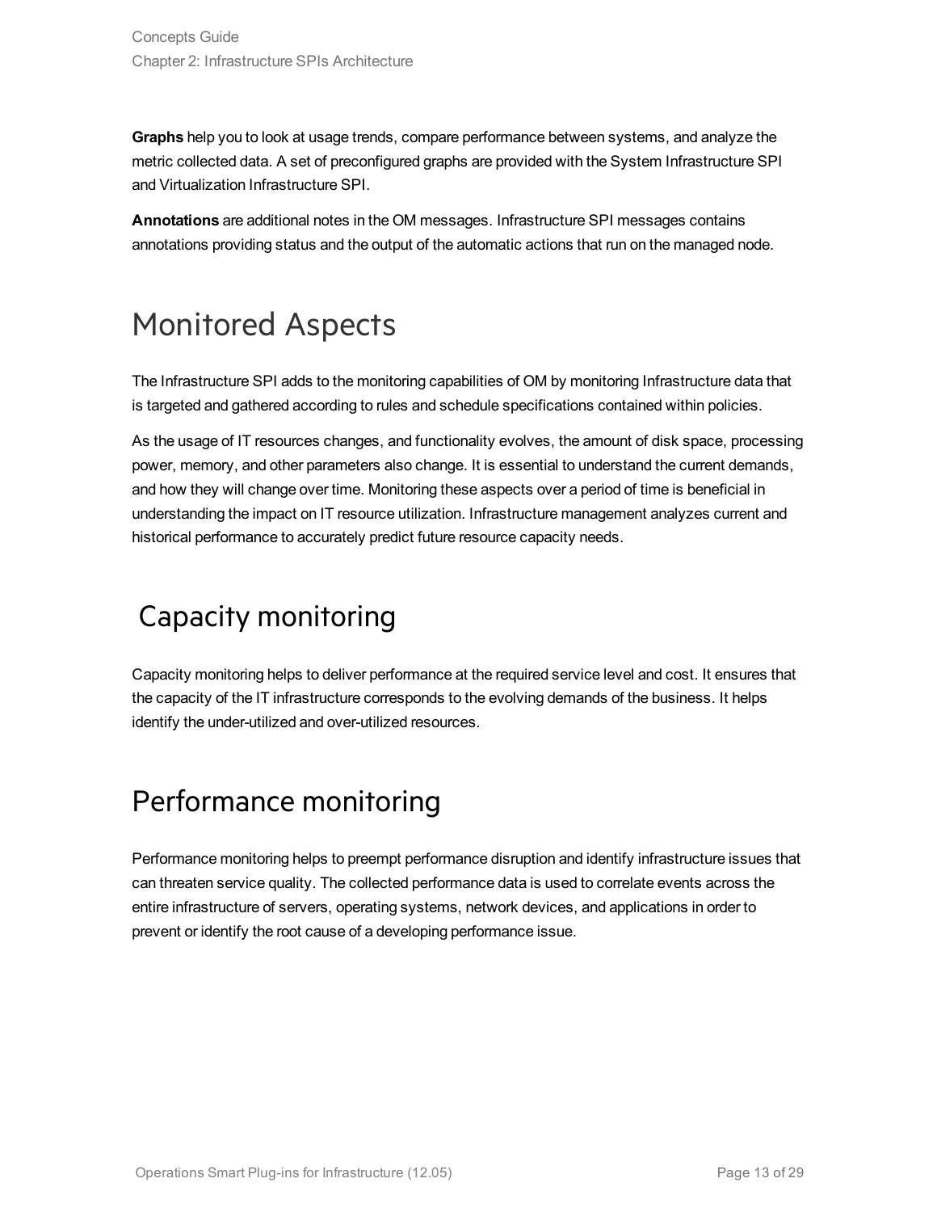**Graphs** help you to look at usage trends, compare performance between systems, and analyze the metric collected data. A set of preconfigured graphs are provided with the System Infrastructure SPI and Virtualization Infrastructure SPI.

**Annotations** are additional notes in the OM messages. Infrastructure SPI messages contains annotations providing status and the output of the automatic actions that run on the managed node.

# Monitored Aspects

The Infrastructure SPI adds to the monitoring capabilities of OM by monitoring Infrastructure data that is targeted and gathered according to rules and schedule specifications contained within policies.

As the usage of IT resources changes, and functionality evolves, the amount of disk space, processing power, memory, and other parameters also change. It is essential to understand the current demands, and how they will change over time. Monitoring these aspects over a period of time is beneficial in understanding the impact on IT resource utilization. Infrastructure management analyzes current and historical performance to accurately predict future resource capacity needs.

## Capacity monitoring

Capacity monitoring helps to deliver performance at the required service level and cost. It ensures that the capacity of the IT infrastructure corresponds to the evolving demands of the business. It helps identify the under-utilized and over-utilized resources.

## Performance monitoring

Performance monitoring helps to preempt performance disruption and identify infrastructure issues that can threaten service quality. The collected performance data is used to correlate events across the entire infrastructure of servers, operating systems, network devices, and applications in order to prevent or identify the root cause of a developing performance issue.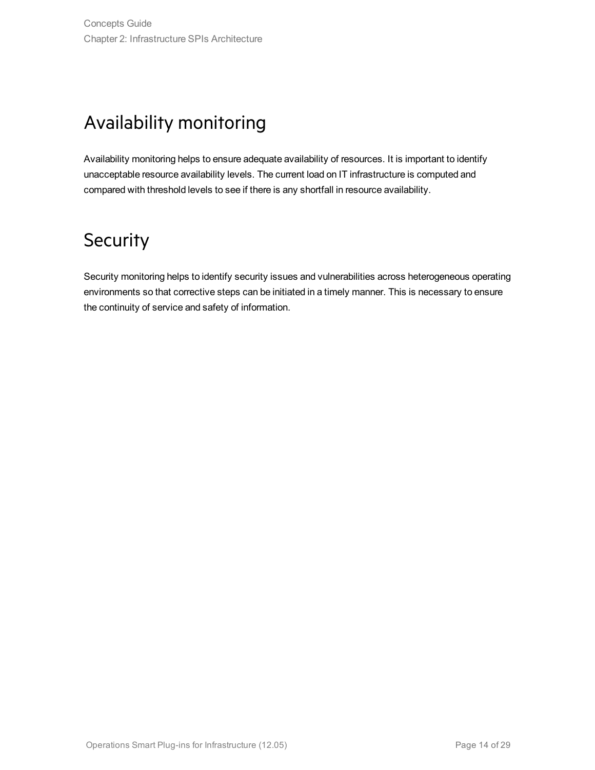## Availability monitoring

Availability monitoring helps to ensure adequate availability of resources. It is important to identify unacceptable resource availability levels. The current load on IT infrastructure is computed and compared with threshold levels to see if there is any shortfall in resource availability.

## Security

Security monitoring helps to identify security issues and vulnerabilities across heterogeneous operating environments so that corrective steps can be initiated in a timely manner. This is necessary to ensure the continuity of service and safety of information.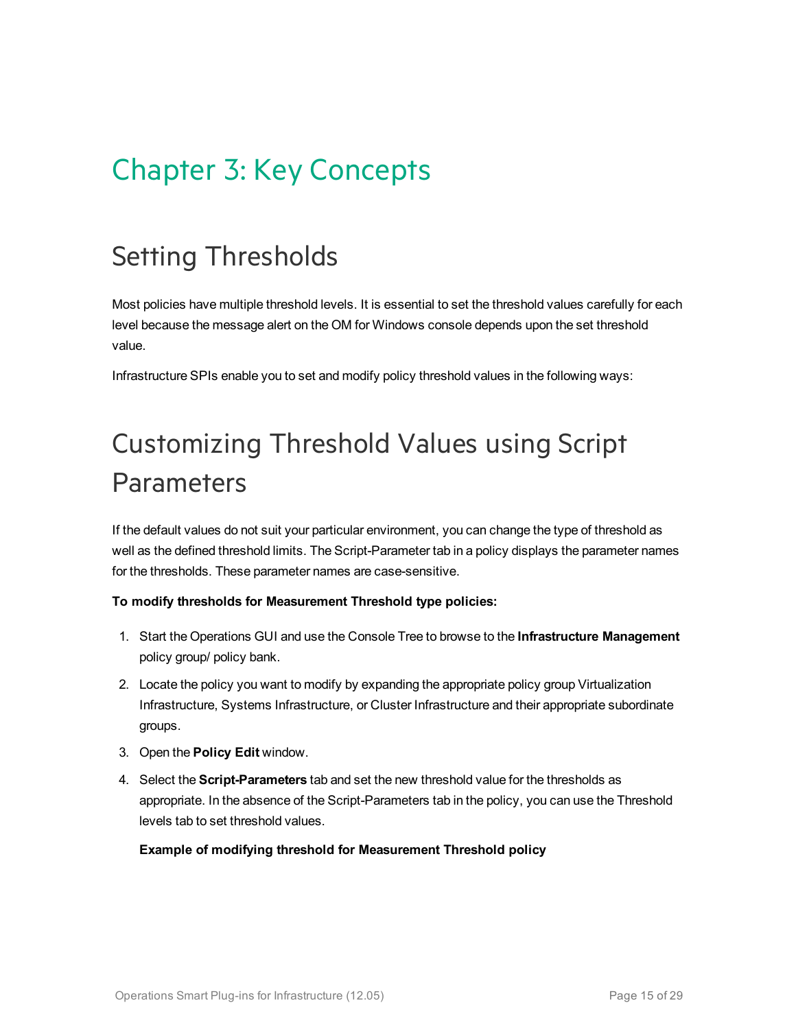# Chapter 3: Key Concepts

## Setting Thresholds

Most policies have multiple threshold levels. It is essential to set the threshold values carefully for each level because the message alert on the OM for Windows console depends upon the set threshold value.

Infrastructure SPIs enable you to set and modify policy threshold values in the following ways:

## Customizing Threshold Values using Script Parameters

If the default values do not suit your particular environment, you can change the type of threshold as well as the defined threshold limits. The Script-Parameter tab in a policy displays the parameter names for the thresholds. These parameter names are case-sensitive.

**To modify thresholds for Measurement Threshold type policies:**

1. Start the Operations GUI and use the Console Tree to browse to the **Infrastructure Management** policy group/ policy bank.
2. Locate the policy you want to modify by expanding the appropriate policy group Virtualization Infrastructure, Systems Infrastructure, or Cluster Infrastructure and their appropriate subordinate groups.
3. Open the **Policy Edit** window.
4. Select the **Script-Parameters** tab and set the new threshold value for the thresholds as appropriate. In the absence of the Script-Parameters tab in the policy, you can use the Threshold levels tab to set threshold values.

   **Example of modifying threshold for Measurement Threshold policy**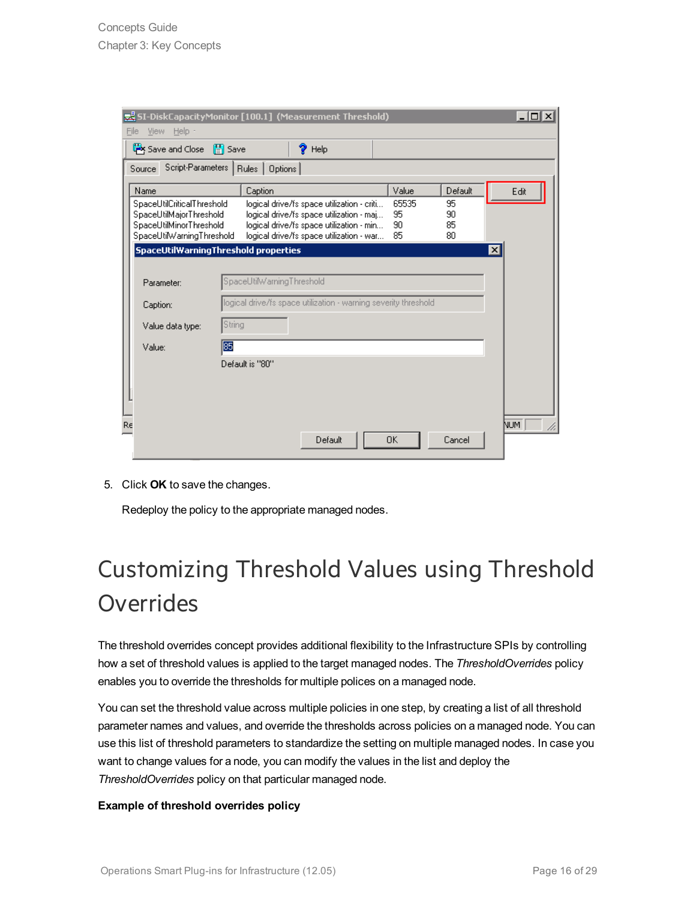5. Click **OK** to save the changes.

   Redeploy the policy to the appropriate managed nodes.

# Customizing Threshold Values using Threshold Overrides

The threshold overrides concept provides additional flexibility to the Infrastructure SPIs by controlling how a set of threshold values is applied to the target managed nodes. The *ThresholdOverrides* policy enables you to override the thresholds for multiple polices on a managed node.

You can set the threshold value across multiple policies in one step, by creating a list of all threshold parameter names and values, and override the thresholds across policies on a managed node. You can use this list of threshold parameters to standardize the setting on multiple managed nodes. In case you want to change values for a node, you can modify the values in the list and deploy the *ThresholdOverrides* policy on that particular managed node.

**Example of threshold overrides policy**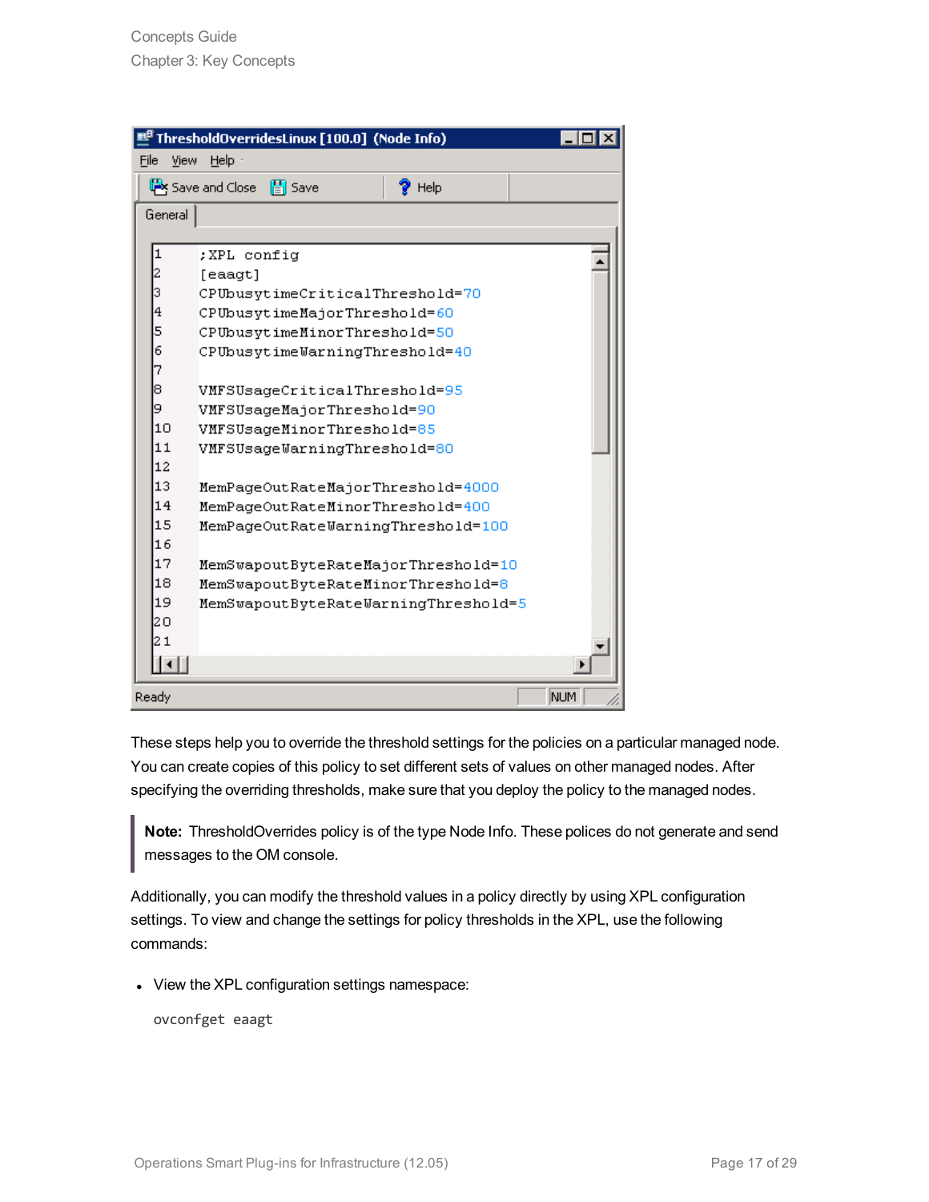```
;XPL config
[eaagt]
CPUbusytimeCriticalThreshold=70
CPUbusytimeMajorThreshold=60
CPUbusytimeMinorThreshold=50
CPUbusytimeWarningThreshold=40

VMFSUsageCriticalThreshold=95
VMFSUsageMajorThreshold=90
VMFSUsageMinorThreshold=85
VMFSUsageWarningThreshold=80

MemPageOutRateMajorThreshold=4000
MemPageOutRateMinorThreshold=400
MemPageOutRateWarningThreshold=100

MemSwapoutByteRateMajorThreshold=10
MemSwapoutByteRateMinorThreshold=8
MemSwapoutByteRateWarningThreshold=5
```

These steps help you to override the threshold settings for the policies on a particular managed node. You can create copies of this policy to set different sets of values on other managed nodes. After specifying the overriding thresholds, make sure that you deploy the policy to the managed nodes.

> **Note:** ThresholdOverrides policy is of the type Node Info. These polices do not generate and send messages to the OM console.

Additionally, you can modify the threshold values in a policy directly by using XPL configuration settings. To view and change the settings for policy thresholds in the XPL, use the following commands:

- View the XPL configuration settings namespace:

  ```
  ovconfget eaagt
  ```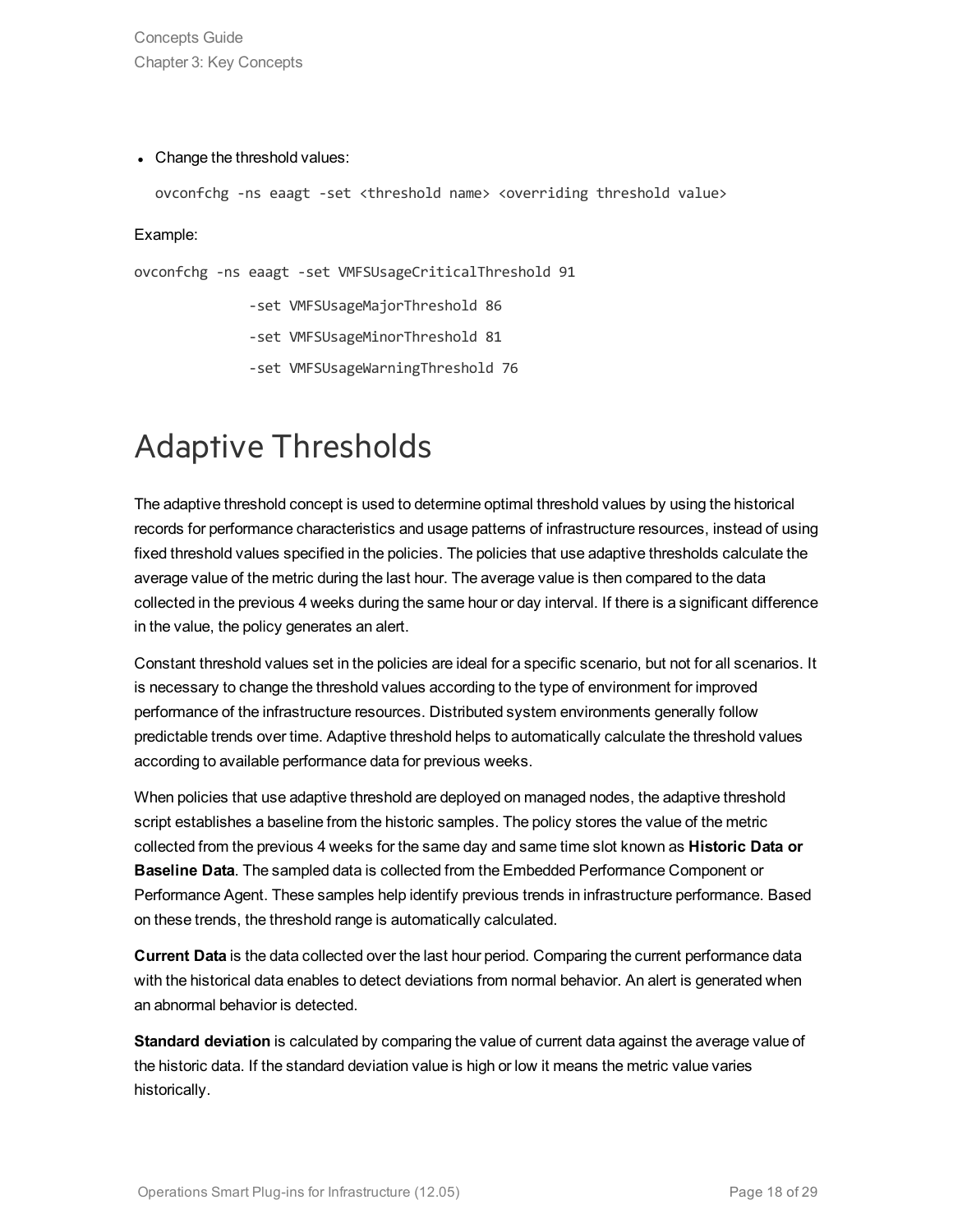- Change the threshold values:

  ```
  ovconfchg -ns eaagt -set <threshold name> <overriding threshold value>
  ```

Example:

```
ovconfchg -ns eaagt -set VMFSUsageCriticalThreshold 91
              -set VMFSUsageMajorThreshold 86
              -set VMFSUsageMinorThreshold 81
              -set VMFSUsageWarningThreshold 76
```

# Adaptive Thresholds

The adaptive threshold concept is used to determine optimal threshold values by using the historical records for performance characteristics and usage patterns of infrastructure resources, instead of using fixed threshold values specified in the policies. The policies that use adaptive thresholds calculate the average value of the metric during the last hour. The average value is then compared to the data collected in the previous 4 weeks during the same hour or day interval. If there is a significant difference in the value, the policy generates an alert.

Constant threshold values set in the policies are ideal for a specific scenario, but not for all scenarios. It is necessary to change the threshold values according to the type of environment for improved performance of the infrastructure resources. Distributed system environments generally follow predictable trends over time. Adaptive threshold helps to automatically calculate the threshold values according to available performance data for previous weeks.

When policies that use adaptive threshold are deployed on managed nodes, the adaptive threshold script establishes a baseline from the historic samples. The policy stores the value of the metric collected from the previous 4 weeks for the same day and same time slot known as **Historic Data or Baseline Data**. The sampled data is collected from the Embedded Performance Component or Performance Agent. These samples help identify previous trends in infrastructure performance. Based on these trends, the threshold range is automatically calculated.

**Current Data** is the data collected over the last hour period. Comparing the current performance data with the historical data enables to detect deviations from normal behavior. An alert is generated when an abnormal behavior is detected.

**Standard deviation** is calculated by comparing the value of current data against the average value of the historic data. If the standard deviation value is high or low it means the metric value varies historically.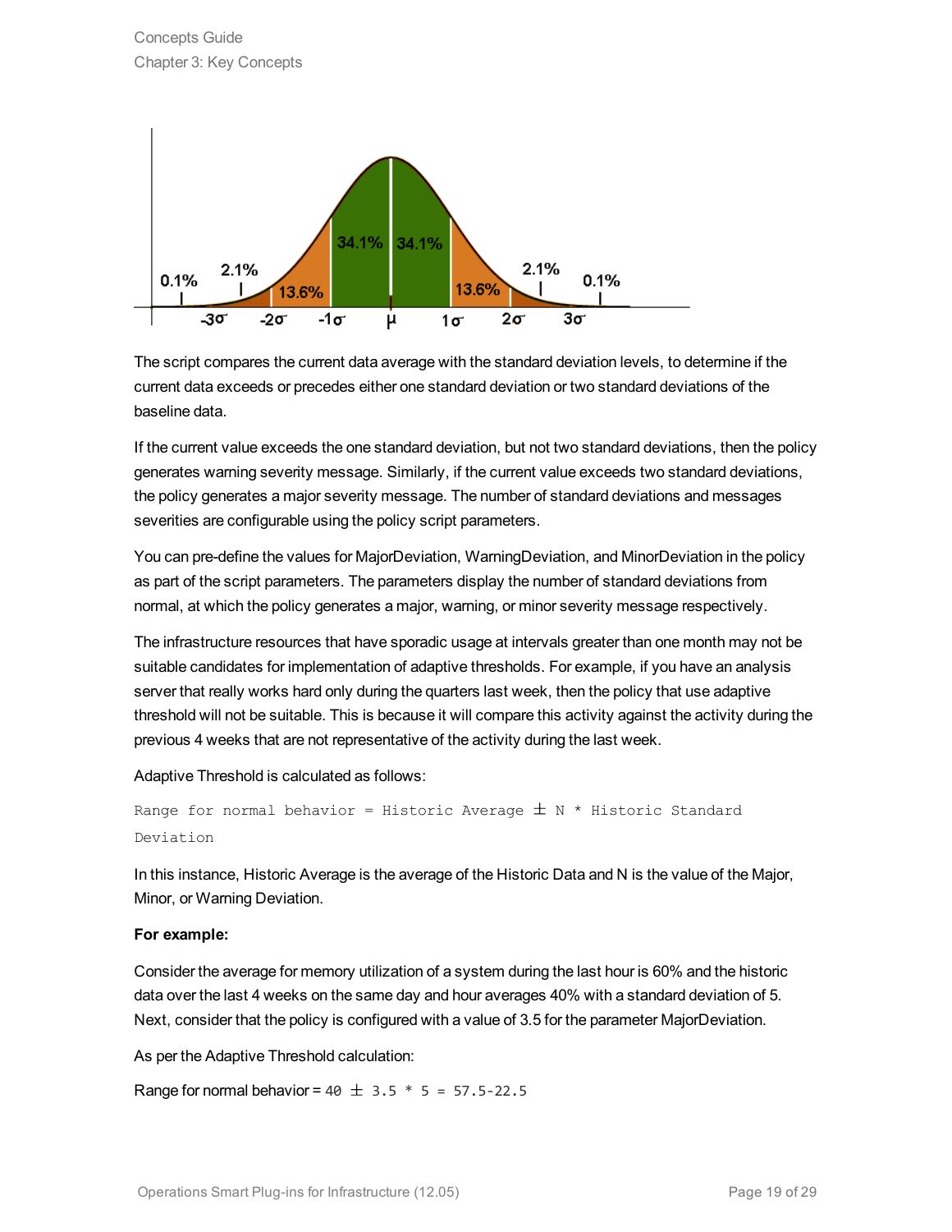The script compares the current data average with the standard deviation levels, to determine if the current data exceeds or precedes either one standard deviation or two standard deviations of the baseline data.

If the current value exceeds the one standard deviation, but not two standard deviations, then the policy generates warning severity message. Similarly, if the current value exceeds two standard deviations, the policy generates a major severity message. The number of standard deviations and messages severities are configurable using the policy script parameters.

You can pre-define the values for MajorDeviation, WarningDeviation, and MinorDeviation in the policy as part of the script parameters. The parameters display the number of standard deviations from normal, at which the policy generates a major, warning, or minor severity message respectively.

The infrastructure resources that have sporadic usage at intervals greater than one month may not be suitable candidates for implementation of adaptive thresholds. For example, if you have an analysis server that really works hard only during the quarters last week, then the policy that use adaptive threshold will not be suitable. This is because it will compare this activity against the activity during the previous 4 weeks that are not representative of the activity during the last week.

Adaptive Threshold is calculated as follows:

```
Range for normal behavior = Historic Average ± N * Historic Standard
Deviation
```

In this instance, Historic Average is the average of the Historic Data and N is the value of the Major, Minor, or Warning Deviation.

**For example:**

Consider the average for memory utilization of a system during the last hour is 60% and the historic data over the last 4 weeks on the same day and hour averages 40% with a standard deviation of 5. Next, consider that the policy is configured with a value of 3.5 for the parameter MajorDeviation.

As per the Adaptive Threshold calculation:

Range for normal behavior = `40 ± 3.5 * 5 = 57.5-22.5`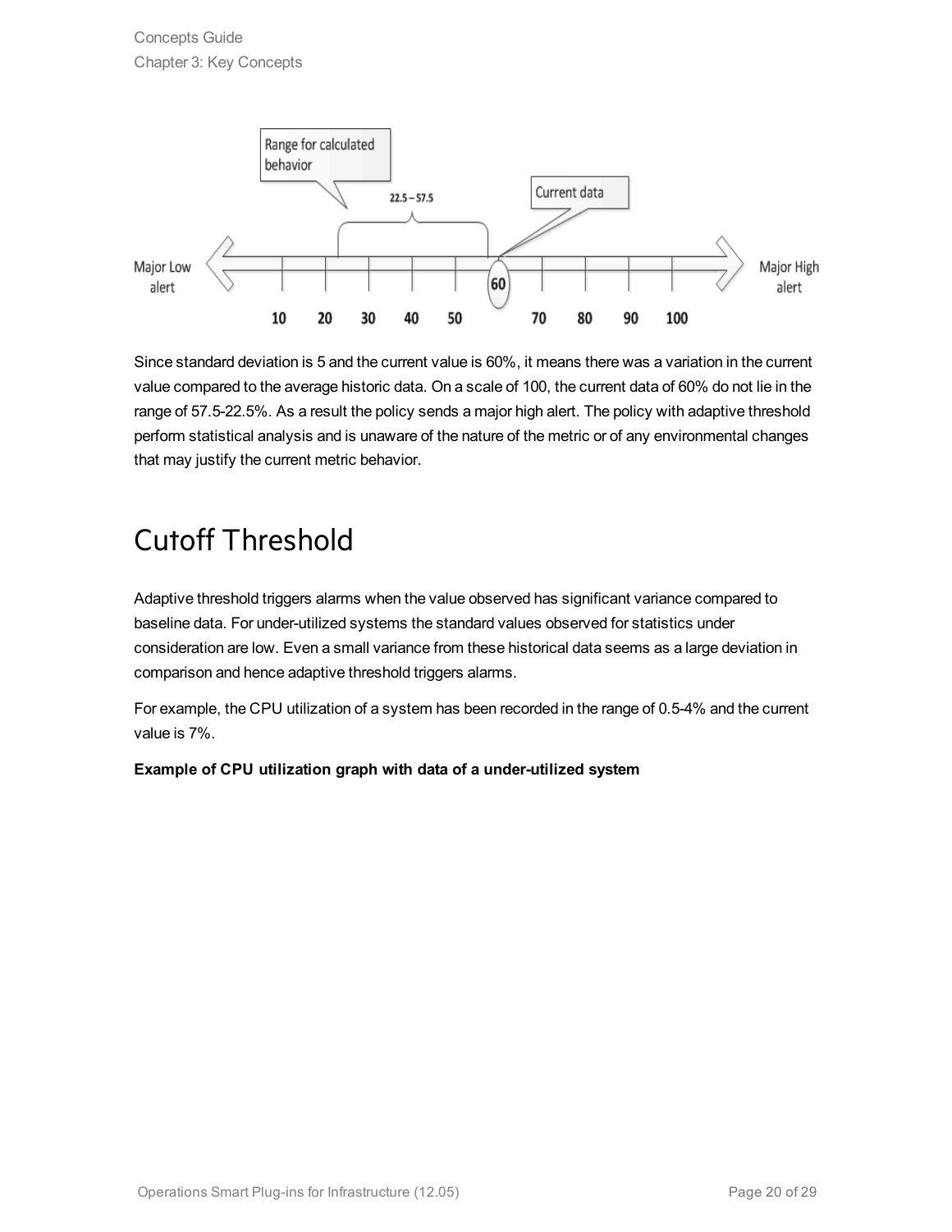Since standard deviation is 5 and the current value is 60%, it means there was a variation in the current value compared to the average historic data. On a scale of 100, the current data of 60% do not lie in the range of 57.5-22.5%. As a result the policy sends a major high alert. The policy with adaptive threshold perform statistical analysis and is unaware of the nature of the metric or of any environmental changes that may justify the current metric behavior.

## Cutoff Threshold

Adaptive threshold triggers alarms when the value observed has significant variance compared to baseline data. For under-utilized systems the standard values observed for statistics under consideration are low. Even a small variance from these historical data seems as a large deviation in comparison and hence adaptive threshold triggers alarms.

For example, the CPU utilization of a system has been recorded in the range of 0.5-4% and the current value is 7%.

**Example of CPU utilization graph with data of a under-utilized system**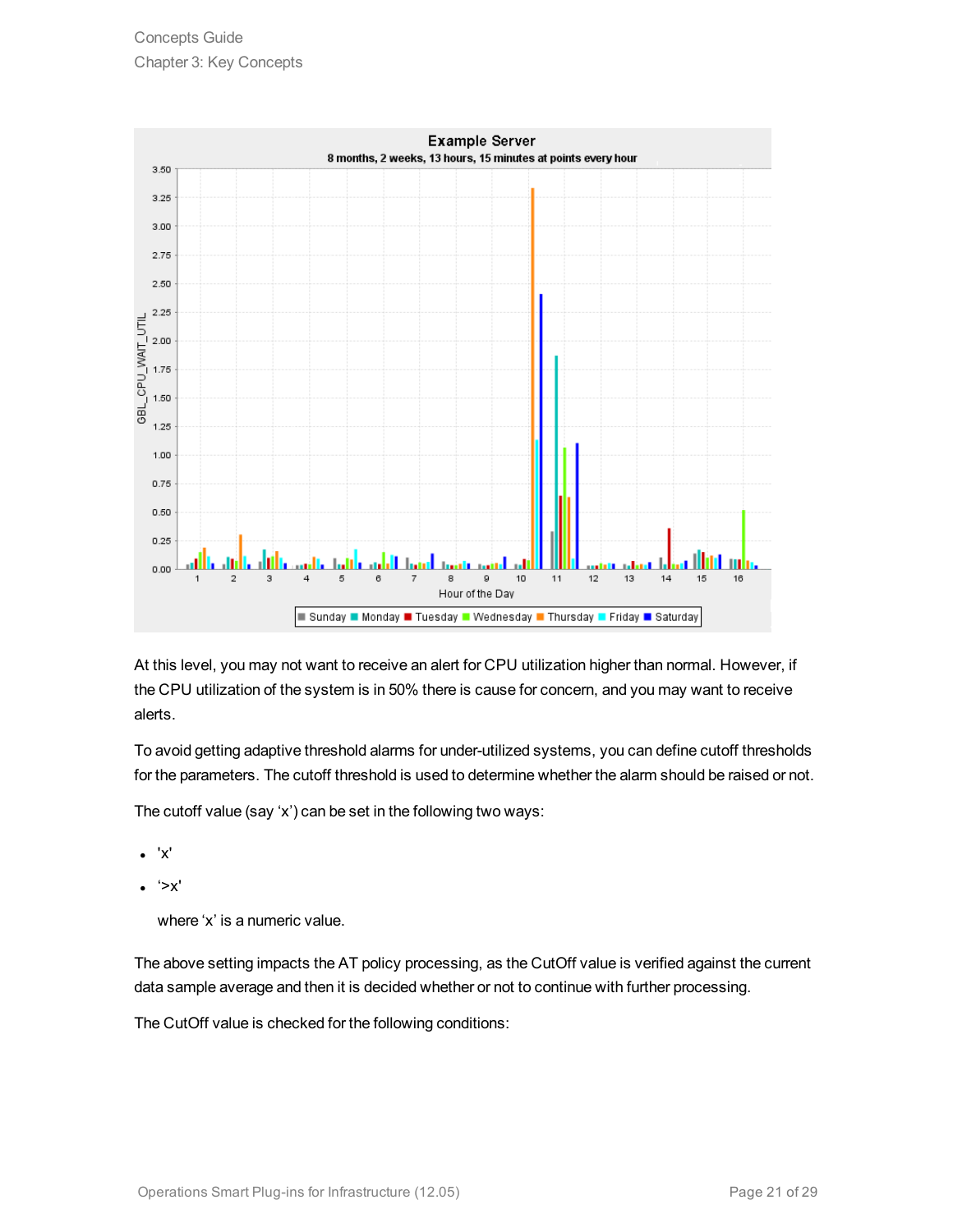At this level, you may not want to receive an alert for CPU utilization higher than normal. However, if the CPU utilization of the system is in 50% there is cause for concern, and you may want to receive alerts.

To avoid getting adaptive threshold alarms for under-utilized systems, you can define cutoff thresholds for the parameters. The cutoff threshold is used to determine whether the alarm should be raised or not.

The cutoff value (say ‘x’) can be set in the following two ways:

- 'x'
- ‘>x'

  where ‘x’ is a numeric value.

The above setting impacts the AT policy processing, as the CutOff value is verified against the current data sample average and then it is decided whether or not to continue with further processing.

The CutOff value is checked for the following conditions: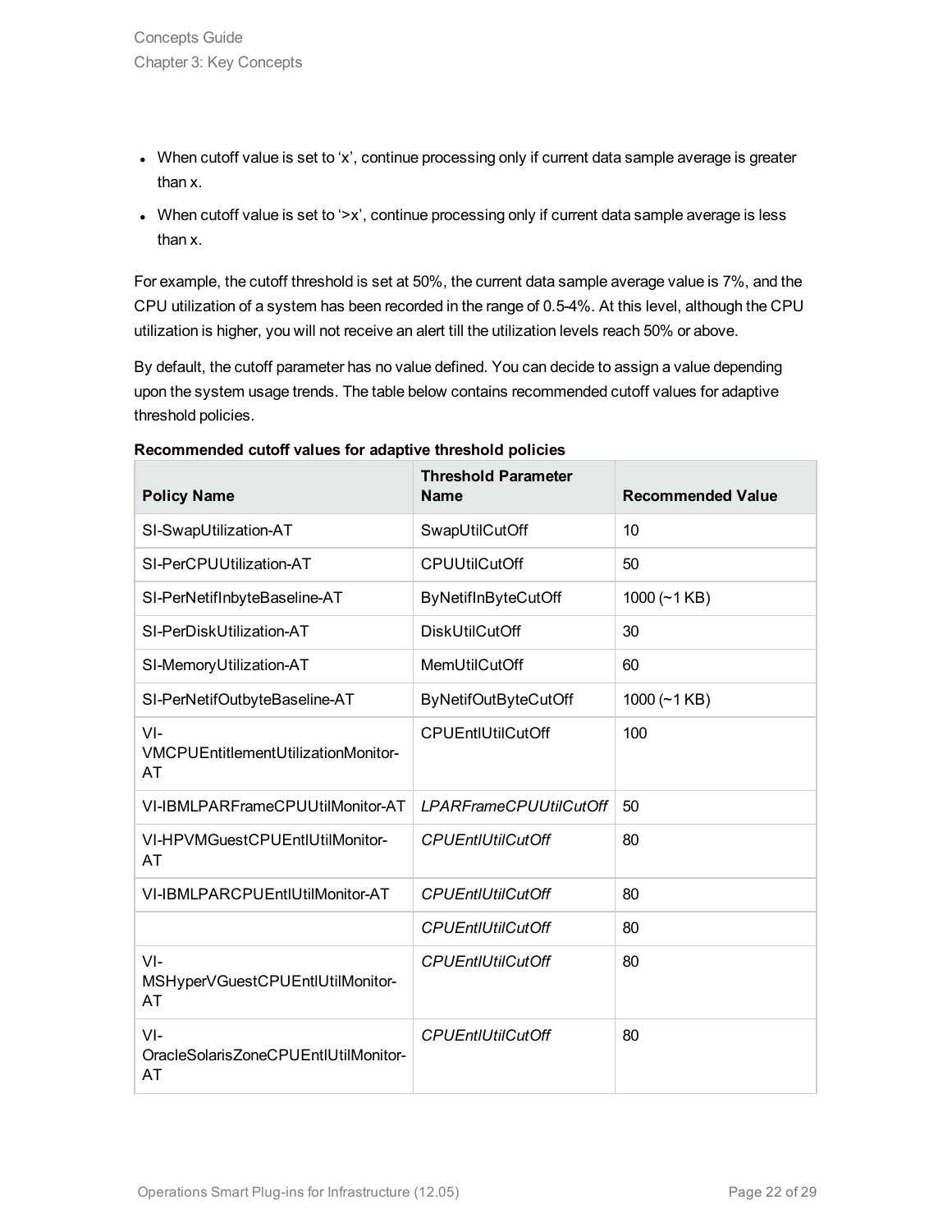- When cutoff value is set to 'x', continue processing only if current data sample average is greater than x.
- When cutoff value is set to '>x', continue processing only if current data sample average is less than x.

For example, the cutoff threshold is set at 50%, the current data sample average value is 7%, and the CPU utilization of a system has been recorded in the range of 0.5-4%. At this level, although the CPU utilization is higher, you will not receive an alert till the utilization levels reach 50% or above.

By default, the cutoff parameter has no value defined. You can decide to assign a value depending upon the system usage trends. The table below contains recommended cutoff values for adaptive threshold policies.

**Recommended cutoff values for adaptive threshold policies**

| Policy Name | Threshold Parameter Name | Recommended Value |
|---|---|---|
| SI-SwapUtilization-AT | SwapUtilCutOff | 10 |
| SI-PerCPUUtilization-AT | CPUUtilCutOff | 50 |
| SI-PerNetifInbyteBaseline-AT | ByNetifInByteCutOff | 1000 (~1 KB) |
| SI-PerDiskUtilization-AT | DiskUtilCutOff | 30 |
| SI-MemoryUtilization-AT | MemUtilCutOff | 60 |
| SI-PerNetifOutbyteBaseline-AT | ByNetifOutByteCutOff | 1000 (~1 KB) |
| VI-VMCPUEntitlementUtilizationMonitor-AT | CPUEntlUtilCutOff | 100 |
| VI-IBMLPARFrameCPUUtilMonitor-AT | *LPARFrameCPUUtilCutOff* | 50 |
| VI-HPVMGuestCPUEntlUtilMonitor-AT | *CPUEntlUtilCutOff* | 80 |
| VI-IBMLPARCPUEntlUtilMonitor-AT | *CPUEntlUtilCutOff* | 80 |
| | *CPUEntlUtilCutOff* | 80 |
| VI-MSHyperVGuestCPUEntlUtilMonitor-AT | *CPUEntlUtilCutOff* | 80 |
| VI-OracleSolarisZoneCPUEntlUtilMonitor-AT | *CPUEntlUtilCutOff* | 80 |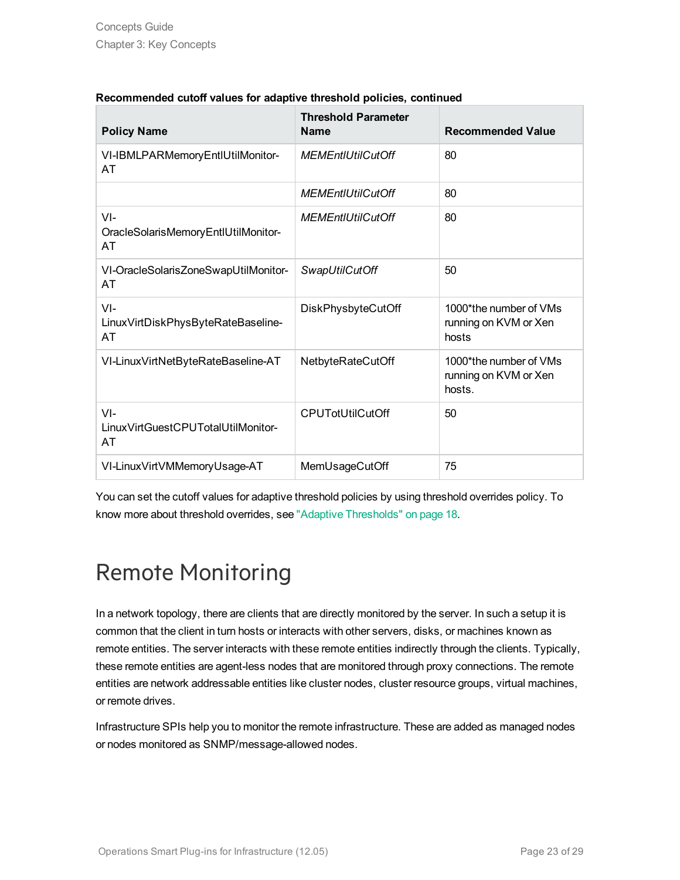**Recommended cutoff values for adaptive threshold policies, continued**

| Policy Name | Threshold Parameter Name | Recommended Value |
| --- | --- | --- |
| VI-IBMLPARMemoryEntlUtilMonitor-AT | *MEMEntlUtilCutOff* | 80 |
| | *MEMEntlUtilCutOff* | 80 |
| VI-OracleSolarisMemoryEntlUtilMonitor-AT | *MEMEntlUtilCutOff* | 80 |
| VI-OracleSolarisZoneSwapUtilMonitor-AT | *SwapUtilCutOff* | 50 |
| VI-LinuxVirtDiskPhysByteRateBaseline-AT | DiskPhysbyteCutOff | 1000*the number of VMs running on KVM or Xen hosts |
| VI-LinuxVirtNetByteRateBaseline-AT | NetbyteRateCutOff | 1000*the number of VMs running on KVM or Xen hosts. |
| VI-LinuxVirtGuestCPUTotalUtilMonitor-AT | CPUTotUtilCutOff | 50 |
| VI-LinuxVirtVMMemoryUsage-AT | MemUsageCutOff | 75 |

You can set the cutoff values for adaptive threshold policies by using threshold overrides policy. To know more about threshold overrides, see "Adaptive Thresholds" on page 18.

# Remote Monitoring

In a network topology, there are clients that are directly monitored by the server. In such a setup it is common that the client in turn hosts or interacts with other servers, disks, or machines known as remote entities. The server interacts with these remote entities indirectly through the clients. Typically, these remote entities are agent-less nodes that are monitored through proxy connections. The remote entities are network addressable entities like cluster nodes, cluster resource groups, virtual machines, or remote drives.

Infrastructure SPIs help you to monitor the remote infrastructure. These are added as managed nodes or nodes monitored as SNMP/message-allowed nodes.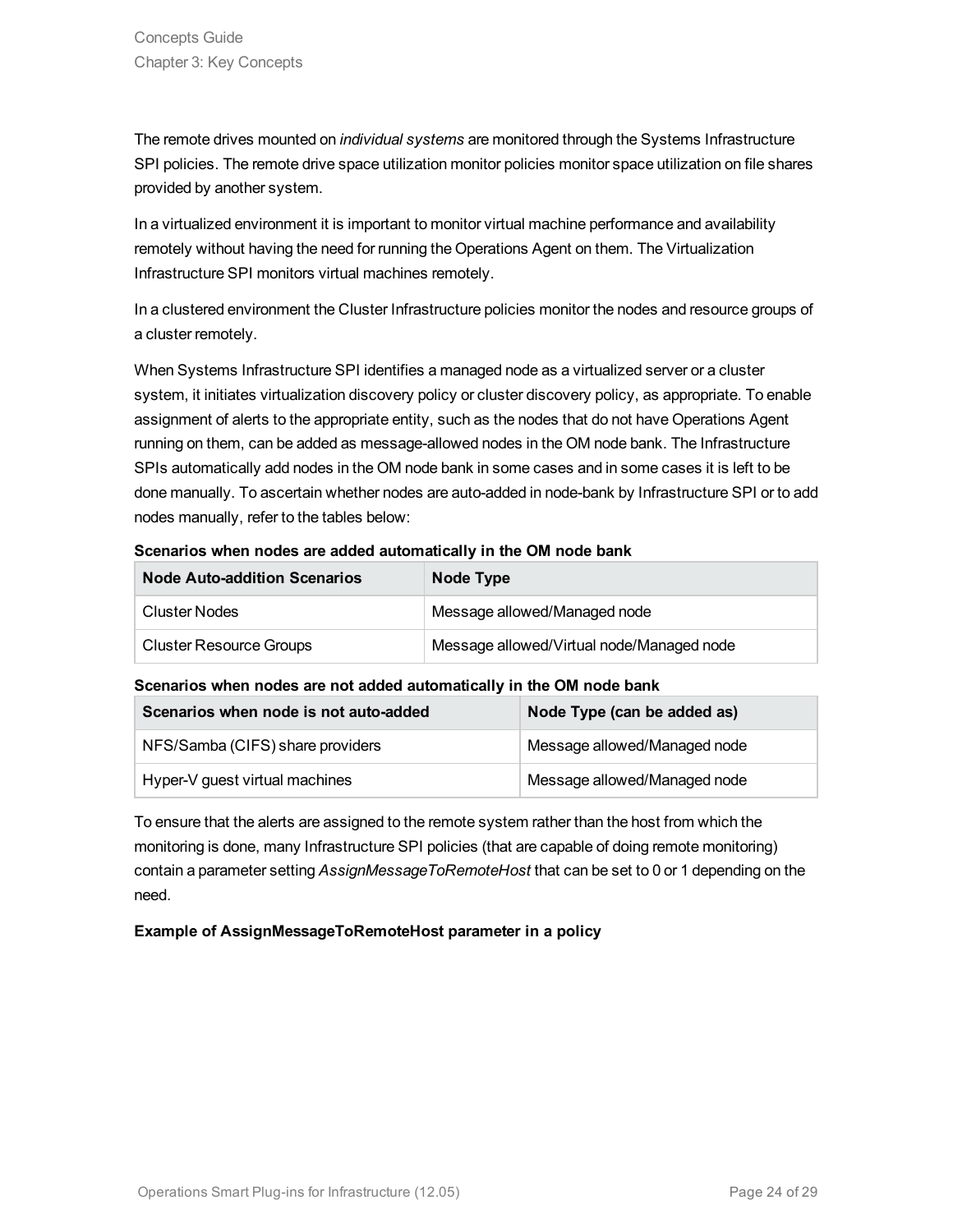The remote drives mounted on *individual systems* are monitored through the Systems Infrastructure SPI policies. The remote drive space utilization monitor policies monitor space utilization on file shares provided by another system.

In a virtualized environment it is important to monitor virtual machine performance and availability remotely without having the need for running the Operations Agent on them. The Virtualization Infrastructure SPI monitors virtual machines remotely.

In a clustered environment the Cluster Infrastructure policies monitor the nodes and resource groups of a cluster remotely.

When Systems Infrastructure SPI identifies a managed node as a virtualized server or a cluster system, it initiates virtualization discovery policy or cluster discovery policy, as appropriate. To enable assignment of alerts to the appropriate entity, such as the nodes that do not have Operations Agent running on them, can be added as message-allowed nodes in the OM node bank. The Infrastructure SPIs automatically add nodes in the OM node bank in some cases and in some cases it is left to be done manually. To ascertain whether nodes are auto-added in node-bank by Infrastructure SPI or to add nodes manually, refer to the tables below:

**Scenarios when nodes are added automatically in the OM node bank**

| Node Auto-addition Scenarios | Node Type |
|---|---|
| Cluster Nodes | Message allowed/Managed node |
| Cluster Resource Groups | Message allowed/Virtual node/Managed node |

**Scenarios when nodes are not added automatically in the OM node bank**

| Scenarios when node is not auto-added | Node Type (can be added as) |
|---|---|
| NFS/Samba (CIFS) share providers | Message allowed/Managed node |
| Hyper-V guest virtual machines | Message allowed/Managed node |

To ensure that the alerts are assigned to the remote system rather than the host from which the monitoring is done, many Infrastructure SPI policies (that are capable of doing remote monitoring) contain a parameter setting *AssignMessageToRemoteHost* that can be set to 0 or 1 depending on the need.

**Example of AssignMessageToRemoteHost parameter in a policy**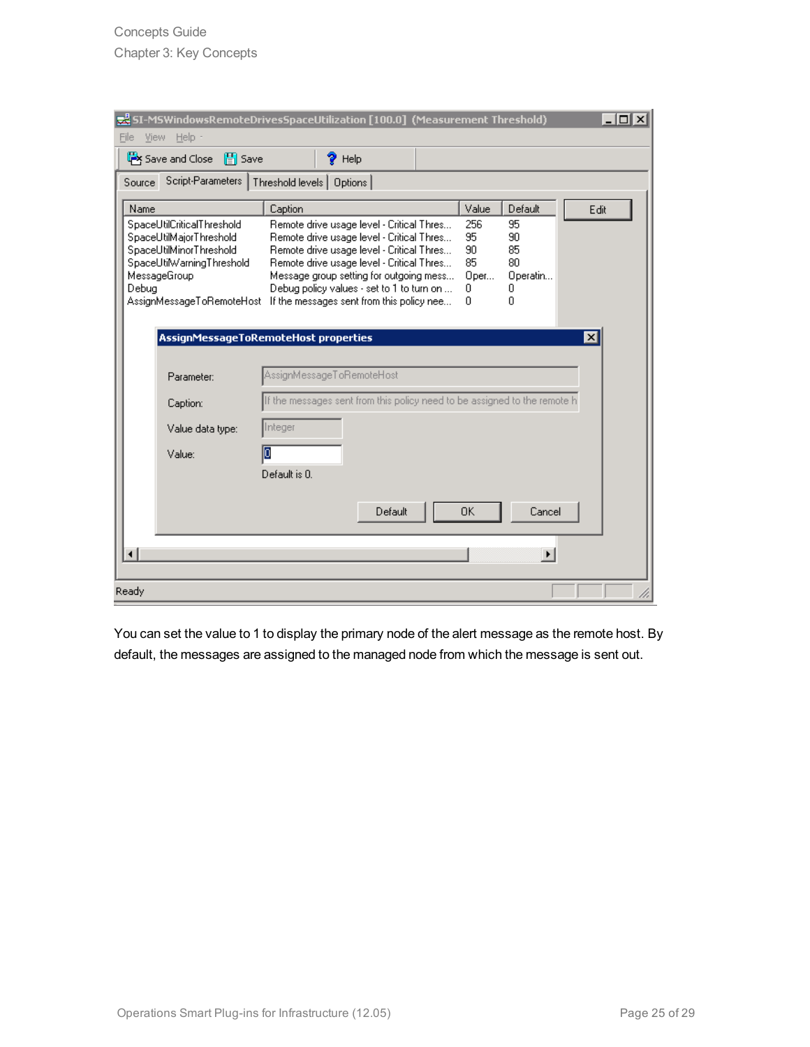You can set the value to 1 to display the primary node of the alert message as the remote host. By default, the messages are assigned to the managed node from which the message is sent out.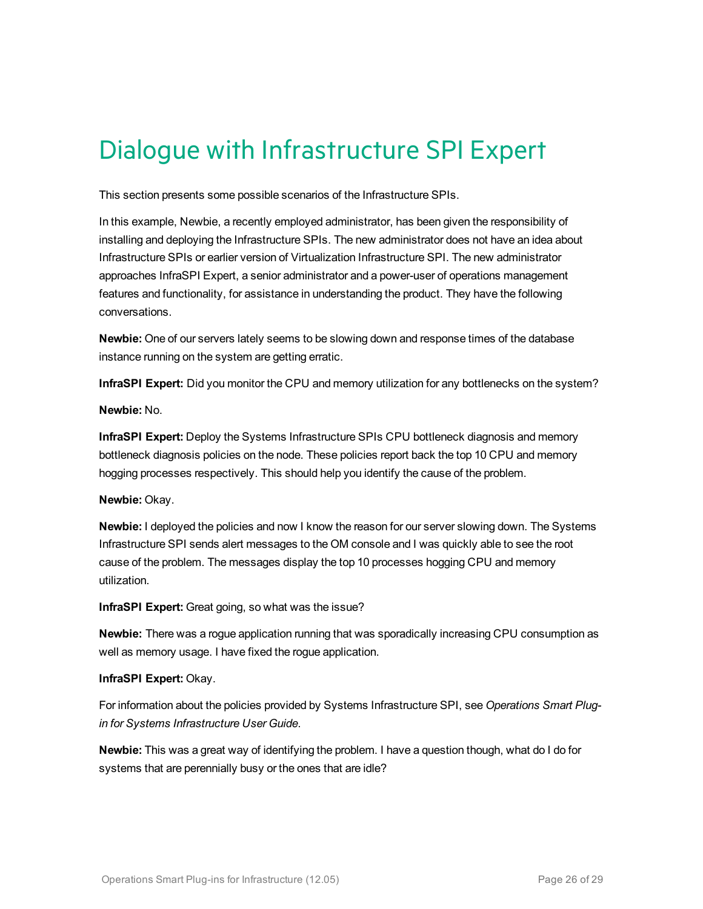# Dialogue with Infrastructure SPI Expert

This section presents some possible scenarios of the Infrastructure SPIs.

In this example, Newbie, a recently employed administrator, has been given the responsibility of installing and deploying the Infrastructure SPIs. The new administrator does not have an idea about Infrastructure SPIs or earlier version of Virtualization Infrastructure SPI. The new administrator approaches InfraSPI Expert, a senior administrator and a power-user of operations management features and functionality, for assistance in understanding the product. They have the following conversations.

**Newbie:** One of our servers lately seems to be slowing down and response times of the database instance running on the system are getting erratic.

**InfraSPI Expert:** Did you monitor the CPU and memory utilization for any bottlenecks on the system?

**Newbie:** No.

**InfraSPI Expert:** Deploy the Systems Infrastructure SPIs CPU bottleneck diagnosis and memory bottleneck diagnosis policies on the node. These policies report back the top 10 CPU and memory hogging processes respectively. This should help you identify the cause of the problem.

**Newbie:** Okay.

**Newbie:** I deployed the policies and now I know the reason for our server slowing down. The Systems Infrastructure SPI sends alert messages to the OM console and I was quickly able to see the root cause of the problem. The messages display the top 10 processes hogging CPU and memory utilization.

**InfraSPI Expert:** Great going, so what was the issue?

**Newbie:** There was a rogue application running that was sporadically increasing CPU consumption as well as memory usage. I have fixed the rogue application.

**InfraSPI Expert:** Okay.

For information about the policies provided by Systems Infrastructure SPI, see *Operations Smart Plug-in for Systems Infrastructure User Guide*.

**Newbie:** This was a great way of identifying the problem. I have a question though, what do I do for systems that are perennially busy or the ones that are idle?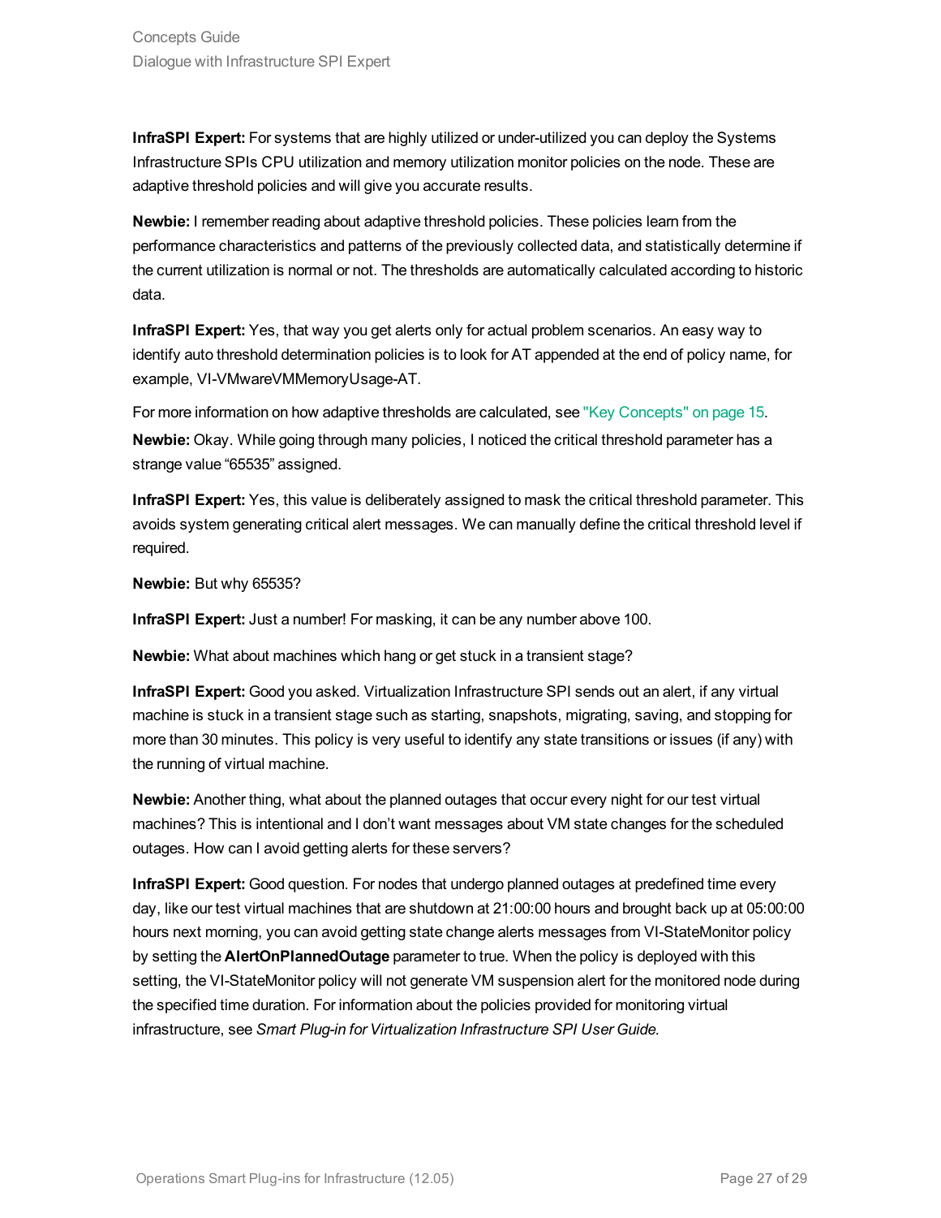**InfraSPI Expert:** For systems that are highly utilized or under-utilized you can deploy the Systems Infrastructure SPIs CPU utilization and memory utilization monitor policies on the node. These are adaptive threshold policies and will give you accurate results.

**Newbie:** I remember reading about adaptive threshold policies. These policies learn from the performance characteristics and patterns of the previously collected data, and statistically determine if the current utilization is normal or not. The thresholds are automatically calculated according to historic data.

**InfraSPI Expert:** Yes, that way you get alerts only for actual problem scenarios. An easy way to identify auto threshold determination policies is to look for AT appended at the end of policy name, for example, VI-VMwareVMMemoryUsage-AT.

For more information on how adaptive thresholds are calculated, see "Key Concepts" on page 15.

**Newbie:** Okay. While going through many policies, I noticed the critical threshold parameter has a strange value “65535” assigned.

**InfraSPI Expert:** Yes, this value is deliberately assigned to mask the critical threshold parameter. This avoids system generating critical alert messages. We can manually define the critical threshold level if required.

**Newbie:** But why 65535?

**InfraSPI Expert:** Just a number! For masking, it can be any number above 100.

**Newbie:** What about machines which hang or get stuck in a transient stage?

**InfraSPI Expert:** Good you asked. Virtualization Infrastructure SPI sends out an alert, if any virtual machine is stuck in a transient stage such as starting, snapshots, migrating, saving, and stopping for more than 30 minutes. This policy is very useful to identify any state transitions or issues (if any) with the running of virtual machine.

**Newbie:** Another thing, what about the planned outages that occur every night for our test virtual machines? This is intentional and I don’t want messages about VM state changes for the scheduled outages. How can I avoid getting alerts for these servers?

**InfraSPI Expert:** Good question. For nodes that undergo planned outages at predefined time every day, like our test virtual machines that are shutdown at 21:00:00 hours and brought back up at 05:00:00 hours next morning, you can avoid getting state change alerts messages from VI-StateMonitor policy by setting the **AlertOnPlannedOutage** parameter to true. When the policy is deployed with this setting, the VI-StateMonitor policy will not generate VM suspension alert for the monitored node during the specified time duration. For information about the policies provided for monitoring virtual infrastructure, see *Smart Plug-in for Virtualization Infrastructure SPI User Guide.*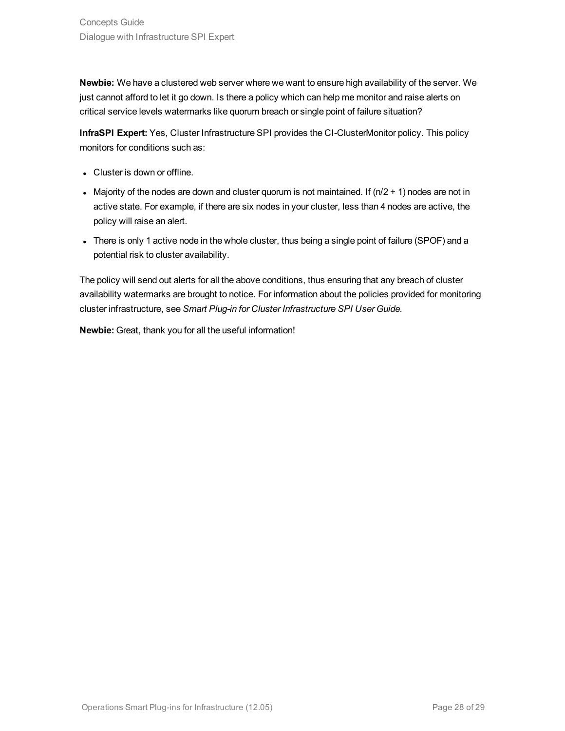**Newbie:** We have a clustered web server where we want to ensure high availability of the server. We just cannot afford to let it go down. Is there a policy which can help me monitor and raise alerts on critical service levels watermarks like quorum breach or single point of failure situation?

**InfraSPI Expert:** Yes, Cluster Infrastructure SPI provides the CI-ClusterMonitor policy. This policy monitors for conditions such as:

- Cluster is down or offline.
- Majority of the nodes are down and cluster quorum is not maintained. If $(n/2 + 1)$ nodes are not in active state. For example, if there are six nodes in your cluster, less than 4 nodes are active, the policy will raise an alert.
- There is only 1 active node in the whole cluster, thus being a single point of failure (SPOF) and a potential risk to cluster availability.

The policy will send out alerts for all the above conditions, thus ensuring that any breach of cluster availability watermarks are brought to notice. For information about the policies provided for monitoring cluster infrastructure, see *Smart Plug-in for Cluster Infrastructure SPI User Guide.*

**Newbie:** Great, thank you for all the useful information!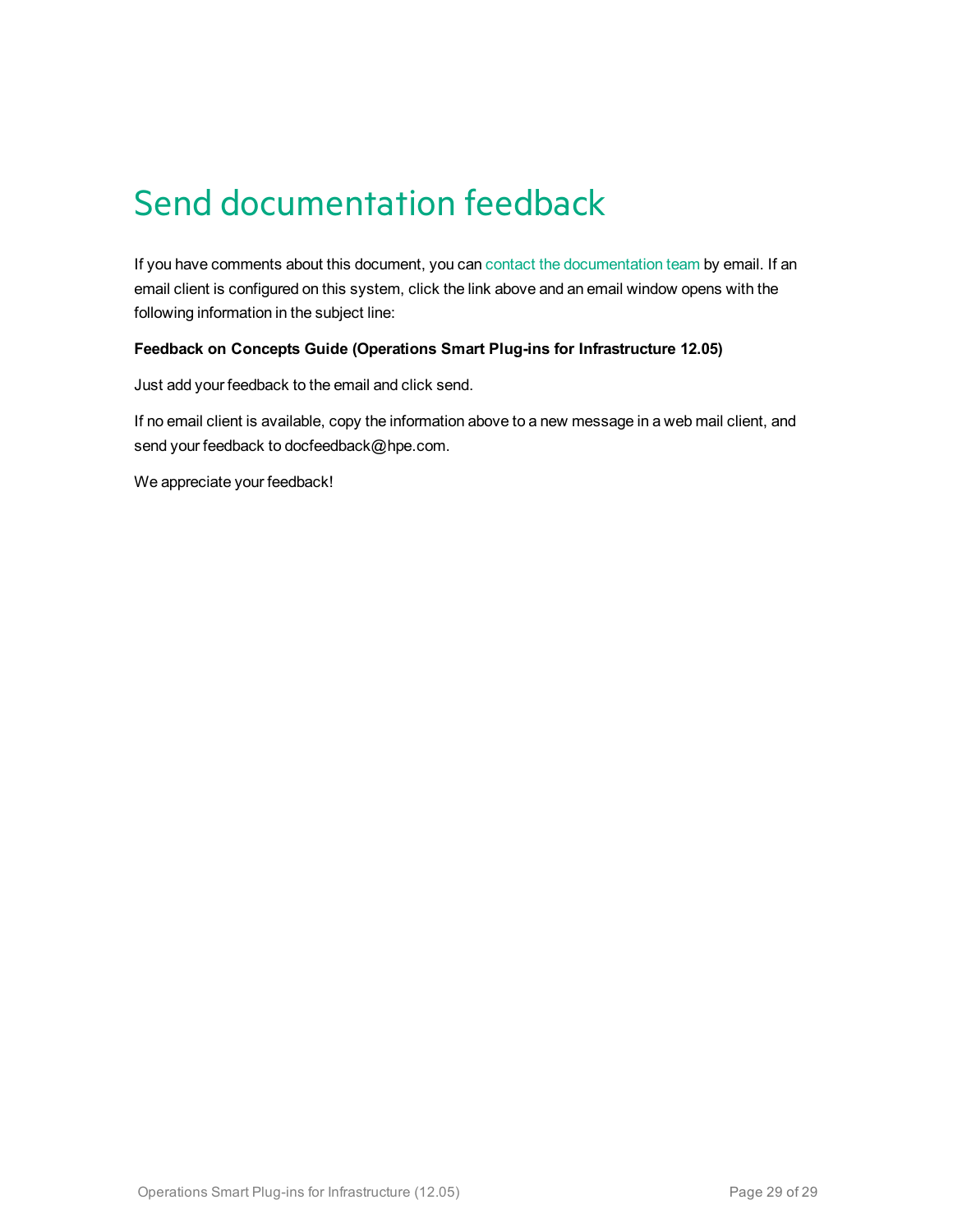# Send documentation feedback

If you have comments about this document, you can contact the documentation team by email. If an email client is configured on this system, click the link above and an email window opens with the following information in the subject line:

**Feedback on Concepts Guide (Operations Smart Plug-ins for Infrastructure 12.05)**

Just add your feedback to the email and click send.

If no email client is available, copy the information above to a new message in a web mail client, and send your feedback to docfeedback@hpe.com.

We appreciate your feedback!